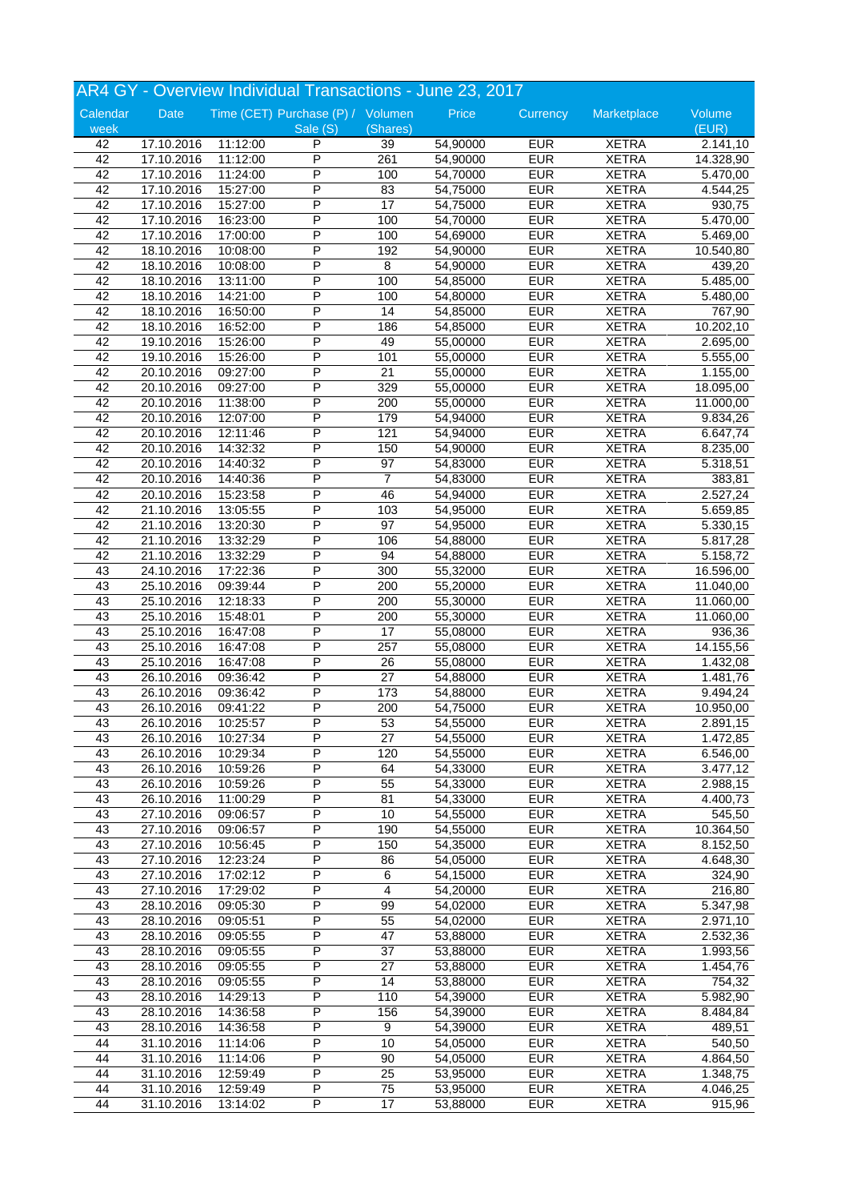# AR4 GY - Overview Individual Transactions - June 23, 2017

| Calendar week | Date | Time (CET) | Purchase (P) / Sale (S) | Volumen (Shares) | Price | Currency | Marketplace | Volume (EUR) |
|---|---|---|---|---|---|---|---|---|
| 42 | 17.10.2016 | 11:12:00 | P | 39 | 54,90000 | EUR | XETRA | 2.141,10 |
| 42 | 17.10.2016 | 11:12:00 | P | 261 | 54,90000 | EUR | XETRA | 14.328,90 |
| 42 | 17.10.2016 | 11:24:00 | P | 100 | 54,70000 | EUR | XETRA | 5.470,00 |
| 42 | 17.10.2016 | 15:27:00 | P | 83 | 54,75000 | EUR | XETRA | 4.544,25 |
| 42 | 17.10.2016 | 15:27:00 | P | 17 | 54,75000 | EUR | XETRA | 930,75 |
| 42 | 17.10.2016 | 16:23:00 | P | 100 | 54,70000 | EUR | XETRA | 5.470,00 |
| 42 | 17.10.2016 | 17:00:00 | P | 100 | 54,69000 | EUR | XETRA | 5.469,00 |
| 42 | 18.10.2016 | 10:08:00 | P | 192 | 54,90000 | EUR | XETRA | 10.540,80 |
| 42 | 18.10.2016 | 10:08:00 | P | 8 | 54,90000 | EUR | XETRA | 439,20 |
| 42 | 18.10.2016 | 13:11:00 | P | 100 | 54,85000 | EUR | XETRA | 5.485,00 |
| 42 | 18.10.2016 | 14:21:00 | P | 100 | 54,80000 | EUR | XETRA | 5.480,00 |
| 42 | 18.10.2016 | 16:50:00 | P | 14 | 54,85000 | EUR | XETRA | 767,90 |
| 42 | 18.10.2016 | 16:52:00 | P | 186 | 54,85000 | EUR | XETRA | 10.202,10 |
| 42 | 19.10.2016 | 15:26:00 | P | 49 | 55,00000 | EUR | XETRA | 2.695,00 |
| 42 | 19.10.2016 | 15:26:00 | P | 101 | 55,00000 | EUR | XETRA | 5.555,00 |
| 42 | 20.10.2016 | 09:27:00 | P | 21 | 55,00000 | EUR | XETRA | 1.155,00 |
| 42 | 20.10.2016 | 09:27:00 | P | 329 | 55,00000 | EUR | XETRA | 18.095,00 |
| 42 | 20.10.2016 | 11:38:00 | P | 200 | 55,00000 | EUR | XETRA | 11.000,00 |
| 42 | 20.10.2016 | 12:07:00 | P | 179 | 54,94000 | EUR | XETRA | 9.834,26 |
| 42 | 20.10.2016 | 12:11:46 | P | 121 | 54,94000 | EUR | XETRA | 6.647,74 |
| 42 | 20.10.2016 | 14:32:32 | P | 150 | 54,90000 | EUR | XETRA | 8.235,00 |
| 42 | 20.10.2016 | 14:40:32 | P | 97 | 54,83000 | EUR | XETRA | 5.318,51 |
| 42 | 20.10.2016 | 14:40:36 | P | 7 | 54,83000 | EUR | XETRA | 383,81 |
| 42 | 20.10.2016 | 15:23:58 | P | 46 | 54,94000 | EUR | XETRA | 2.527,24 |
| 42 | 21.10.2016 | 13:05:55 | P | 103 | 54,95000 | EUR | XETRA | 5.659,85 |
| 42 | 21.10.2016 | 13:20:30 | P | 97 | 54,95000 | EUR | XETRA | 5.330,15 |
| 42 | 21.10.2016 | 13:32:29 | P | 106 | 54,88000 | EUR | XETRA | 5.817,28 |
| 42 | 21.10.2016 | 13:32:29 | P | 94 | 54,88000 | EUR | XETRA | 5.158,72 |
| 43 | 24.10.2016 | 17:22:36 | P | 300 | 55,32000 | EUR | XETRA | 16.596,00 |
| 43 | 25.10.2016 | 09:39:44 | P | 200 | 55,20000 | EUR | XETRA | 11.040,00 |
| 43 | 25.10.2016 | 12:18:33 | P | 200 | 55,30000 | EUR | XETRA | 11.060,00 |
| 43 | 25.10.2016 | 15:48:01 | P | 200 | 55,30000 | EUR | XETRA | 11.060,00 |
| 43 | 25.10.2016 | 16:47:08 | P | 17 | 55,08000 | EUR | XETRA | 936,36 |
| 43 | 25.10.2016 | 16:47:08 | P | 257 | 55,08000 | EUR | XETRA | 14.155,56 |
| 43 | 25.10.2016 | 16:47:08 | P | 26 | 55,08000 | EUR | XETRA | 1.432,08 |
| 43 | 26.10.2016 | 09:36:42 | P | 27 | 54,88000 | EUR | XETRA | 1.481,76 |
| 43 | 26.10.2016 | 09:36:42 | P | 173 | 54,88000 | EUR | XETRA | 9.494,24 |
| 43 | 26.10.2016 | 09:41:22 | P | 200 | 54,75000 | EUR | XETRA | 10.950,00 |
| 43 | 26.10.2016 | 10:25:57 | P | 53 | 54,55000 | EUR | XETRA | 2.891,15 |
| 43 | 26.10.2016 | 10:27:34 | P | 27 | 54,55000 | EUR | XETRA | 1.472,85 |
| 43 | 26.10.2016 | 10:29:34 | P | 120 | 54,55000 | EUR | XETRA | 6.546,00 |
| 43 | 26.10.2016 | 10:59:26 | P | 64 | 54,33000 | EUR | XETRA | 3.477,12 |
| 43 | 26.10.2016 | 10:59:26 | P | 55 | 54,33000 | EUR | XETRA | 2.988,15 |
| 43 | 26.10.2016 | 11:00:29 | P | 81 | 54,33000 | EUR | XETRA | 4.400,73 |
| 43 | 27.10.2016 | 09:06:57 | P | 10 | 54,55000 | EUR | XETRA | 545,50 |
| 43 | 27.10.2016 | 09:06:57 | P | 190 | 54,55000 | EUR | XETRA | 10.364,50 |
| 43 | 27.10.2016 | 10:56:45 | P | 150 | 54,35000 | EUR | XETRA | 8.152,50 |
| 43 | 27.10.2016 | 12:23:24 | P | 86 | 54,05000 | EUR | XETRA | 4.648,30 |
| 43 | 27.10.2016 | 17:02:12 | P | 6 | 54,15000 | EUR | XETRA | 324,90 |
| 43 | 27.10.2016 | 17:29:02 | P | 4 | 54,20000 | EUR | XETRA | 216,80 |
| 43 | 28.10.2016 | 09:05:30 | P | 99 | 54,02000 | EUR | XETRA | 5.347,98 |
| 43 | 28.10.2016 | 09:05:51 | P | 55 | 54,02000 | EUR | XETRA | 2.971,10 |
| 43 | 28.10.2016 | 09:05:55 | P | 47 | 53,88000 | EUR | XETRA | 2.532,36 |
| 43 | 28.10.2016 | 09:05:55 | P | 37 | 53,88000 | EUR | XETRA | 1.993,56 |
| 43 | 28.10.2016 | 09:05:55 | P | 27 | 53,88000 | EUR | XETRA | 1.454,76 |
| 43 | 28.10.2016 | 09:05:55 | P | 14 | 53,88000 | EUR | XETRA | 754,32 |
| 43 | 28.10.2016 | 14:29:13 | P | 110 | 54,39000 | EUR | XETRA | 5.982,90 |
| 43 | 28.10.2016 | 14:36:58 | P | 156 | 54,39000 | EUR | XETRA | 8.484,84 |
| 43 | 28.10.2016 | 14:36:58 | P | 9 | 54,39000 | EUR | XETRA | 489,51 |
| 44 | 31.10.2016 | 11:14:06 | P | 10 | 54,05000 | EUR | XETRA | 540,50 |
| 44 | 31.10.2016 | 11:14:06 | P | 90 | 54,05000 | EUR | XETRA | 4.864,50 |
| 44 | 31.10.2016 | 12:59:49 | P | 25 | 53,95000 | EUR | XETRA | 1.348,75 |
| 44 | 31.10.2016 | 12:59:49 | P | 75 | 53,95000 | EUR | XETRA | 4.046,25 |
| 44 | 31.10.2016 | 13:14:02 | P | 17 | 53,88000 | EUR | XETRA | 915,96 |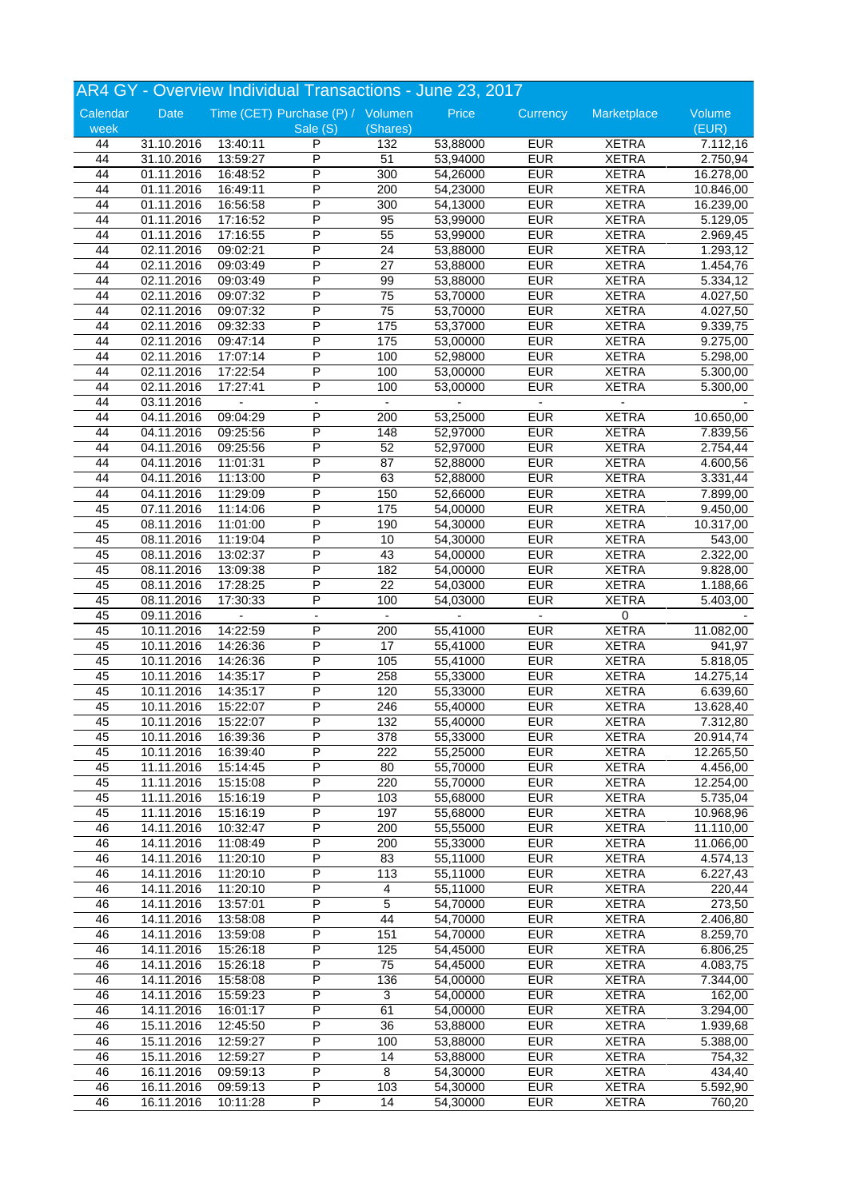## AR4 GY - Overview Individual Transactions - June 23, 2017

| Calendar week | Date | Time (CET) | Purchase (P) / Sale (S) | Volumen (Shares) | Price | Currency | Marketplace | Volume (EUR) |
|---|---|---|---|---|---|---|---|---|
| 44 | 31.10.2016 | 13:40:11 | P | 132 | 53,88000 | EUR | XETRA | 7.112,16 |
| 44 | 31.10.2016 | 13:59:27 | P | 51 | 53,94000 | EUR | XETRA | 2.750,94 |
| 44 | 01.11.2016 | 16:48:52 | P | 300 | 54,26000 | EUR | XETRA | 16.278,00 |
| 44 | 01.11.2016 | 16:49:11 | P | 200 | 54,23000 | EUR | XETRA | 10.846,00 |
| 44 | 01.11.2016 | 16:56:58 | P | 300 | 54,13000 | EUR | XETRA | 16.239,00 |
| 44 | 01.11.2016 | 17:16:52 | P | 95 | 53,99000 | EUR | XETRA | 5.129,05 |
| 44 | 01.11.2016 | 17:16:55 | P | 55 | 53,99000 | EUR | XETRA | 2.969,45 |
| 44 | 02.11.2016 | 09:02:21 | P | 24 | 53,88000 | EUR | XETRA | 1.293,12 |
| 44 | 02.11.2016 | 09:03:49 | P | 27 | 53,88000 | EUR | XETRA | 1.454,76 |
| 44 | 02.11.2016 | 09:03:49 | P | 99 | 53,88000 | EUR | XETRA | 5.334,12 |
| 44 | 02.11.2016 | 09:07:32 | P | 75 | 53,70000 | EUR | XETRA | 4.027,50 |
| 44 | 02.11.2016 | 09:07:32 | P | 75 | 53,70000 | EUR | XETRA | 4.027,50 |
| 44 | 02.11.2016 | 09:32:33 | P | 175 | 53,37000 | EUR | XETRA | 9.339,75 |
| 44 | 02.11.2016 | 09:47:14 | P | 175 | 53,00000 | EUR | XETRA | 9.275,00 |
| 44 | 02.11.2016 | 17:07:14 | P | 100 | 52,98000 | EUR | XETRA | 5.298,00 |
| 44 | 02.11.2016 | 17:22:54 | P | 100 | 53,00000 | EUR | XETRA | 5.300,00 |
| 44 | 02.11.2016 | 17:27:41 | P | 100 | 53,00000 | EUR | XETRA | 5.300,00 |
| 44 | 03.11.2016 | - | - | - | - | - | - | - |
| 44 | 04.11.2016 | 09:04:29 | P | 200 | 53,25000 | EUR | XETRA | 10.650,00 |
| 44 | 04.11.2016 | 09:25:56 | P | 148 | 52,97000 | EUR | XETRA | 7.839,56 |
| 44 | 04.11.2016 | 09:25:56 | P | 52 | 52,97000 | EUR | XETRA | 2.754,44 |
| 44 | 04.11.2016 | 11:01:31 | P | 87 | 52,88000 | EUR | XETRA | 4.600,56 |
| 44 | 04.11.2016 | 11:13:00 | P | 63 | 52,88000 | EUR | XETRA | 3.331,44 |
| 44 | 04.11.2016 | 11:29:09 | P | 150 | 52,66000 | EUR | XETRA | 7.899,00 |
| 45 | 07.11.2016 | 11:14:06 | P | 175 | 54,00000 | EUR | XETRA | 9.450,00 |
| 45 | 08.11.2016 | 11:01:00 | P | 190 | 54,30000 | EUR | XETRA | 10.317,00 |
| 45 | 08.11.2016 | 11:19:04 | P | 10 | 54,30000 | EUR | XETRA | 543,00 |
| 45 | 08.11.2016 | 13:02:37 | P | 43 | 54,00000 | EUR | XETRA | 2.322,00 |
| 45 | 08.11.2016 | 13:09:38 | P | 182 | 54,00000 | EUR | XETRA | 9.828,00 |
| 45 | 08.11.2016 | 17:28:25 | P | 22 | 54,03000 | EUR | XETRA | 1.188,66 |
| 45 | 08.11.2016 | 17:30:33 | P | 100 | 54,03000 | EUR | XETRA | 5.403,00 |
| 45 | 09.11.2016 | - | - | - | - | - | 0 | - |
| 45 | 10.11.2016 | 14:22:59 | P | 200 | 55,41000 | EUR | XETRA | 11.082,00 |
| 45 | 10.11.2016 | 14:26:36 | P | 17 | 55,41000 | EUR | XETRA | 941,97 |
| 45 | 10.11.2016 | 14:26:36 | P | 105 | 55,41000 | EUR | XETRA | 5.818,05 |
| 45 | 10.11.2016 | 14:35:17 | P | 258 | 55,33000 | EUR | XETRA | 14.275,14 |
| 45 | 10.11.2016 | 14:35:17 | P | 120 | 55,33000 | EUR | XETRA | 6.639,60 |
| 45 | 10.11.2016 | 15:22:07 | P | 246 | 55,40000 | EUR | XETRA | 13.628,40 |
| 45 | 10.11.2016 | 15:22:07 | P | 132 | 55,40000 | EUR | XETRA | 7.312,80 |
| 45 | 10.11.2016 | 16:39:36 | P | 378 | 55,33000 | EUR | XETRA | 20.914,74 |
| 45 | 10.11.2016 | 16:39:40 | P | 222 | 55,25000 | EUR | XETRA | 12.265,50 |
| 45 | 11.11.2016 | 15:14:45 | P | 80 | 55,70000 | EUR | XETRA | 4.456,00 |
| 45 | 11.11.2016 | 15:15:08 | P | 220 | 55,70000 | EUR | XETRA | 12.254,00 |
| 45 | 11.11.2016 | 15:16:19 | P | 103 | 55,68000 | EUR | XETRA | 5.735,04 |
| 45 | 11.11.2016 | 15:16:19 | P | 197 | 55,68000 | EUR | XETRA | 10.968,96 |
| 46 | 14.11.2016 | 10:32:47 | P | 200 | 55,55000 | EUR | XETRA | 11.110,00 |
| 46 | 14.11.2016 | 11:08:49 | P | 200 | 55,33000 | EUR | XETRA | 11.066,00 |
| 46 | 14.11.2016 | 11:20:10 | P | 83 | 55,11000 | EUR | XETRA | 4.574,13 |
| 46 | 14.11.2016 | 11:20:10 | P | 113 | 55,11000 | EUR | XETRA | 6.227,43 |
| 46 | 14.11.2016 | 11:20:10 | P | 4 | 55,11000 | EUR | XETRA | 220,44 |
| 46 | 14.11.2016 | 13:57:01 | P | 5 | 54,70000 | EUR | XETRA | 273,50 |
| 46 | 14.11.2016 | 13:58:08 | P | 44 | 54,70000 | EUR | XETRA | 2.406,80 |
| 46 | 14.11.2016 | 13:59:08 | P | 151 | 54,70000 | EUR | XETRA | 8.259,70 |
| 46 | 14.11.2016 | 15:26:18 | P | 125 | 54,45000 | EUR | XETRA | 6.806,25 |
| 46 | 14.11.2016 | 15:26:18 | P | 75 | 54,45000 | EUR | XETRA | 4.083,75 |
| 46 | 14.11.2016 | 15:58:08 | P | 136 | 54,00000 | EUR | XETRA | 7.344,00 |
| 46 | 14.11.2016 | 15:59:23 | P | 3 | 54,00000 | EUR | XETRA | 162,00 |
| 46 | 14.11.2016 | 16:01:17 | P | 61 | 54,00000 | EUR | XETRA | 3.294,00 |
| 46 | 15.11.2016 | 12:45:50 | P | 36 | 53,88000 | EUR | XETRA | 1.939,68 |
| 46 | 15.11.2016 | 12:59:27 | P | 100 | 53,88000 | EUR | XETRA | 5.388,00 |
| 46 | 15.11.2016 | 12:59:27 | P | 14 | 53,88000 | EUR | XETRA | 754,32 |
| 46 | 16.11.2016 | 09:59:13 | P | 8 | 54,30000 | EUR | XETRA | 434,40 |
| 46 | 16.11.2016 | 09:59:13 | P | 103 | 54,30000 | EUR | XETRA | 5.592,90 |
| 46 | 16.11.2016 | 10:11:28 | P | 14 | 54,30000 | EUR | XETRA | 760,20 |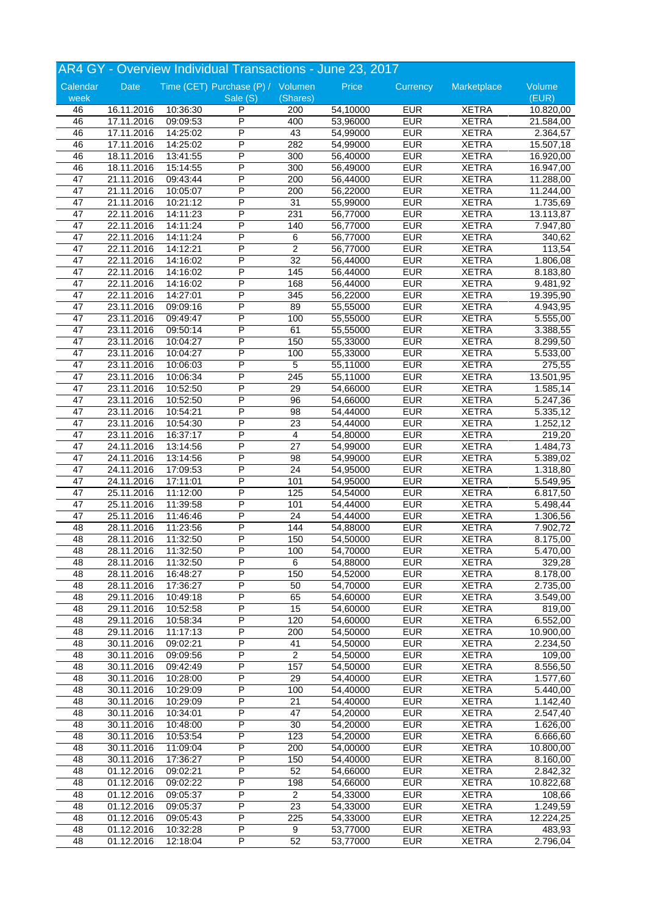## AR4 GY - Overview Individual Transactions - June 23, 2017

| Calendar week | Date | Time (CET) | Purchase (P) / Sale (S) | Volumen (Shares) | Price | Currency | Marketplace | Volume (EUR) |
|---|---|---|---|---|---|---|---|---|
| 46 | 16.11.2016 | 10:36:30 | P | 200 | 54,10000 | EUR | XETRA | 10.820,00 |
| 46 | 17.11.2016 | 09:09:53 | P | 400 | 53,96000 | EUR | XETRA | 21.584,00 |
| 46 | 17.11.2016 | 14:25:02 | P | 43 | 54,99000 | EUR | XETRA | 2.364,57 |
| 46 | 17.11.2016 | 14:25:02 | P | 282 | 54,99000 | EUR | XETRA | 15.507,18 |
| 46 | 18.11.2016 | 13:41:55 | P | 300 | 56,40000 | EUR | XETRA | 16.920,00 |
| 46 | 18.11.2016 | 15:14:55 | P | 300 | 56,49000 | EUR | XETRA | 16.947,00 |
| 47 | 21.11.2016 | 09:43:44 | P | 200 | 56,44000 | EUR | XETRA | 11.288,00 |
| 47 | 21.11.2016 | 10:05:07 | P | 200 | 56,22000 | EUR | XETRA | 11.244,00 |
| 47 | 21.11.2016 | 10:21:12 | P | 31 | 55,99000 | EUR | XETRA | 1.735,69 |
| 47 | 22.11.2016 | 14:11:23 | P | 231 | 56,77000 | EUR | XETRA | 13.113,87 |
| 47 | 22.11.2016 | 14:11:24 | P | 140 | 56,77000 | EUR | XETRA | 7.947,80 |
| 47 | 22.11.2016 | 14:11:24 | P | 6 | 56,77000 | EUR | XETRA | 340,62 |
| 47 | 22.11.2016 | 14:12:21 | P | 2 | 56,77000 | EUR | XETRA | 113,54 |
| 47 | 22.11.2016 | 14:16:02 | P | 32 | 56,44000 | EUR | XETRA | 1.806,08 |
| 47 | 22.11.2016 | 14:16:02 | P | 145 | 56,44000 | EUR | XETRA | 8.183,80 |
| 47 | 22.11.2016 | 14:16:02 | P | 168 | 56,44000 | EUR | XETRA | 9.481,92 |
| 47 | 22.11.2016 | 14:27:01 | P | 345 | 56,22000 | EUR | XETRA | 19.395,90 |
| 47 | 23.11.2016 | 09:09:16 | P | 89 | 55,55000 | EUR | XETRA | 4.943,95 |
| 47 | 23.11.2016 | 09:49:47 | P | 100 | 55,55000 | EUR | XETRA | 5.555,00 |
| 47 | 23.11.2016 | 09:50:14 | P | 61 | 55,55000 | EUR | XETRA | 3.388,55 |
| 47 | 23.11.2016 | 10:04:27 | P | 150 | 55,33000 | EUR | XETRA | 8.299,50 |
| 47 | 23.11.2016 | 10:04:27 | P | 100 | 55,33000 | EUR | XETRA | 5.533,00 |
| 47 | 23.11.2016 | 10:06:03 | P | 5 | 55,11000 | EUR | XETRA | 275,55 |
| 47 | 23.11.2016 | 10:06:34 | P | 245 | 55,11000 | EUR | XETRA | 13.501,95 |
| 47 | 23.11.2016 | 10:52:50 | P | 29 | 54,66000 | EUR | XETRA | 1.585,14 |
| 47 | 23.11.2016 | 10:52:50 | P | 96 | 54,66000 | EUR | XETRA | 5.247,36 |
| 47 | 23.11.2016 | 10:54:21 | P | 98 | 54,44000 | EUR | XETRA | 5.335,12 |
| 47 | 23.11.2016 | 10:54:30 | P | 23 | 54,44000 | EUR | XETRA | 1.252,12 |
| 47 | 23.11.2016 | 16:37:17 | P | 4 | 54,80000 | EUR | XETRA | 219,20 |
| 47 | 24.11.2016 | 13:14:56 | P | 27 | 54,99000 | EUR | XETRA | 1.484,73 |
| 47 | 24.11.2016 | 13:14:56 | P | 98 | 54,99000 | EUR | XETRA | 5.389,02 |
| 47 | 24.11.2016 | 17:09:53 | P | 24 | 54,95000 | EUR | XETRA | 1.318,80 |
| 47 | 24.11.2016 | 17:11:01 | P | 101 | 54,95000 | EUR | XETRA | 5.549,95 |
| 47 | 25.11.2016 | 11:12:00 | P | 125 | 54,54000 | EUR | XETRA | 6.817,50 |
| 47 | 25.11.2016 | 11:39:58 | P | 101 | 54,44000 | EUR | XETRA | 5.498,44 |
| 47 | 25.11.2016 | 11:46:46 | P | 24 | 54,44000 | EUR | XETRA | 1.306,56 |
| 48 | 28.11.2016 | 11:23:56 | P | 144 | 54,88000 | EUR | XETRA | 7.902,72 |
| 48 | 28.11.2016 | 11:32:50 | P | 150 | 54,50000 | EUR | XETRA | 8.175,00 |
| 48 | 28.11.2016 | 11:32:50 | P | 100 | 54,70000 | EUR | XETRA | 5.470,00 |
| 48 | 28.11.2016 | 11:32:50 | P | 6 | 54,88000 | EUR | XETRA | 329,28 |
| 48 | 28.11.2016 | 16:48:27 | P | 150 | 54,52000 | EUR | XETRA | 8.178,00 |
| 48 | 28.11.2016 | 17:36:27 | P | 50 | 54,70000 | EUR | XETRA | 2.735,00 |
| 48 | 29.11.2016 | 10:49:18 | P | 65 | 54,60000 | EUR | XETRA | 3.549,00 |
| 48 | 29.11.2016 | 10:52:58 | P | 15 | 54,60000 | EUR | XETRA | 819,00 |
| 48 | 29.11.2016 | 10:58:34 | P | 120 | 54,60000 | EUR | XETRA | 6.552,00 |
| 48 | 29.11.2016 | 11:17:13 | P | 200 | 54,50000 | EUR | XETRA | 10.900,00 |
| 48 | 30.11.2016 | 09:02:21 | P | 41 | 54,50000 | EUR | XETRA | 2.234,50 |
| 48 | 30.11.2016 | 09:09:56 | P | 2 | 54,50000 | EUR | XETRA | 109,00 |
| 48 | 30.11.2016 | 09:42:49 | P | 157 | 54,50000 | EUR | XETRA | 8.556,50 |
| 48 | 30.11.2016 | 10:28:00 | P | 29 | 54,40000 | EUR | XETRA | 1.577,60 |
| 48 | 30.11.2016 | 10:29:09 | P | 100 | 54,40000 | EUR | XETRA | 5.440,00 |
| 48 | 30.11.2016 | 10:29:09 | P | 21 | 54,40000 | EUR | XETRA | 1.142,40 |
| 48 | 30.11.2016 | 10:34:01 | P | 47 | 54,20000 | EUR | XETRA | 2.547,40 |
| 48 | 30.11.2016 | 10:48:00 | P | 30 | 54,20000 | EUR | XETRA | 1.626,00 |
| 48 | 30.11.2016 | 10:53:54 | P | 123 | 54,20000 | EUR | XETRA | 6.666,60 |
| 48 | 30.11.2016 | 11:09:04 | P | 200 | 54,00000 | EUR | XETRA | 10.800,00 |
| 48 | 30.11.2016 | 17:36:27 | P | 150 | 54,40000 | EUR | XETRA | 8.160,00 |
| 48 | 01.12.2016 | 09:02:21 | P | 52 | 54,66000 | EUR | XETRA | 2.842,32 |
| 48 | 01.12.2016 | 09:02:22 | P | 198 | 54,66000 | EUR | XETRA | 10.822,68 |
| 48 | 01.12.2016 | 09:05:37 | P | 2 | 54,33000 | EUR | XETRA | 108,66 |
| 48 | 01.12.2016 | 09:05:37 | P | 23 | 54,33000 | EUR | XETRA | 1.249,59 |
| 48 | 01.12.2016 | 09:05:43 | P | 225 | 54,33000 | EUR | XETRA | 12.224,25 |
| 48 | 01.12.2016 | 10:32:28 | P | 9 | 53,77000 | EUR | XETRA | 483,93 |
| 48 | 01.12.2016 | 12:18:04 | P | 52 | 53,77000 | EUR | XETRA | 2.796,04 |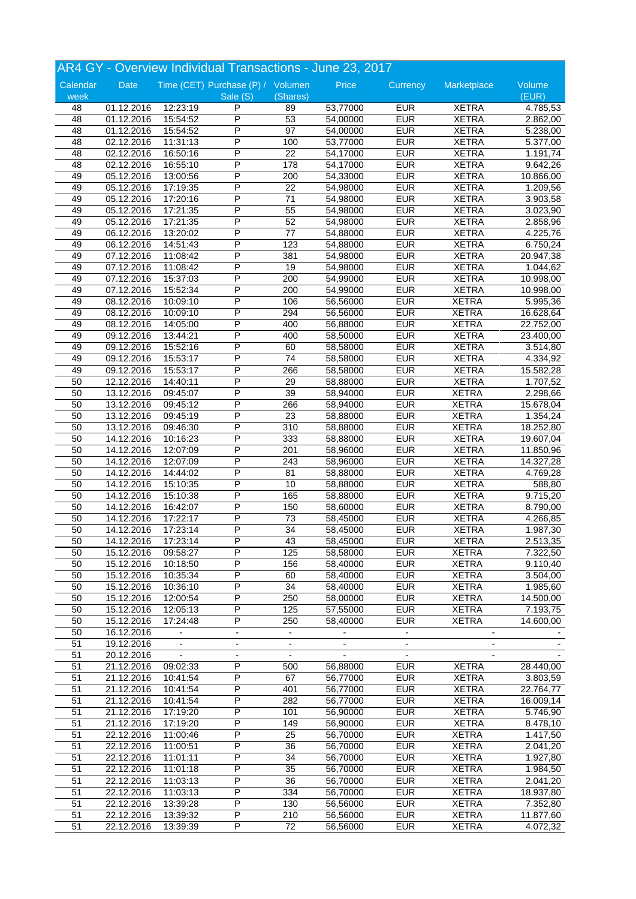## AR4 GY - Overview Individual Transactions - June 23, 2017

| Calendar week | Date | Time (CET) | Purchase (P) / Sale (S) | Volumen (Shares) | Price | Currency | Marketplace | Volume (EUR) |
|---|---|---|---|---|---|---|---|---|
| 48 | 01.12.2016 | 12:23:19 | P | 89 | 53,77000 | EUR | XETRA | 4.785,53 |
| 48 | 01.12.2016 | 15:54:52 | P | 53 | 54,00000 | EUR | XETRA | 2.862,00 |
| 48 | 01.12.2016 | 15:54:52 | P | 97 | 54,00000 | EUR | XETRA | 5.238,00 |
| 48 | 02.12.2016 | 11:31:13 | P | 100 | 53,77000 | EUR | XETRA | 5.377,00 |
| 48 | 02.12.2016 | 16:50:16 | P | 22 | 54,17000 | EUR | XETRA | 1.191,74 |
| 48 | 02.12.2016 | 16:55:10 | P | 178 | 54,17000 | EUR | XETRA | 9.642,26 |
| 49 | 05.12.2016 | 13:00:56 | P | 200 | 54,33000 | EUR | XETRA | 10.866,00 |
| 49 | 05.12.2016 | 17:19:35 | P | 22 | 54,98000 | EUR | XETRA | 1.209,56 |
| 49 | 05.12.2016 | 17:20:16 | P | 71 | 54,98000 | EUR | XETRA | 3.903,58 |
| 49 | 05.12.2016 | 17:21:35 | P | 55 | 54,98000 | EUR | XETRA | 3.023,90 |
| 49 | 05.12.2016 | 17:21:35 | P | 52 | 54,98000 | EUR | XETRA | 2.858,96 |
| 49 | 06.12.2016 | 13:20:02 | P | 77 | 54,88000 | EUR | XETRA | 4.225,76 |
| 49 | 06.12.2016 | 14:51:43 | P | 123 | 54,88000 | EUR | XETRA | 6.750,24 |
| 49 | 07.12.2016 | 11:08:42 | P | 381 | 54,98000 | EUR | XETRA | 20.947,38 |
| 49 | 07.12.2016 | 11:08:42 | P | 19 | 54,98000 | EUR | XETRA | 1.044,62 |
| 49 | 07.12.2016 | 15:37:03 | P | 200 | 54,99000 | EUR | XETRA | 10.998,00 |
| 49 | 07.12.2016 | 15:52:34 | P | 200 | 54,99000 | EUR | XETRA | 10.998,00 |
| 49 | 08.12.2016 | 10:09:10 | P | 106 | 56,56000 | EUR | XETRA | 5.995,36 |
| 49 | 08.12.2016 | 10:09:10 | P | 294 | 56,56000 | EUR | XETRA | 16.628,64 |
| 49 | 08.12.2016 | 14:05:00 | P | 400 | 56,88000 | EUR | XETRA | 22.752,00 |
| 49 | 09.12.2016 | 13:44:21 | P | 400 | 58,50000 | EUR | XETRA | 23.400,00 |
| 49 | 09.12.2016 | 15:52:16 | P | 60 | 58,58000 | EUR | XETRA | 3.514,80 |
| 49 | 09.12.2016 | 15:53:17 | P | 74 | 58,58000 | EUR | XETRA | 4.334,92 |
| 49 | 09.12.2016 | 15:53:17 | P | 266 | 58,58000 | EUR | XETRA | 15.582,28 |
| 50 | 12.12.2016 | 14:40:11 | P | 29 | 58,88000 | EUR | XETRA | 1.707,52 |
| 50 | 13.12.2016 | 09:45:07 | P | 39 | 58,94000 | EUR | XETRA | 2.298,66 |
| 50 | 13.12.2016 | 09:45:12 | P | 266 | 58,94000 | EUR | XETRA | 15.678,04 |
| 50 | 13.12.2016 | 09:45:19 | P | 23 | 58,88000 | EUR | XETRA | 1.354,24 |
| 50 | 13.12.2016 | 09:46:30 | P | 310 | 58,88000 | EUR | XETRA | 18.252,80 |
| 50 | 14.12.2016 | 10:16:23 | P | 333 | 58,88000 | EUR | XETRA | 19.607,04 |
| 50 | 14.12.2016 | 12:07:09 | P | 201 | 58,96000 | EUR | XETRA | 11.850,96 |
| 50 | 14.12.2016 | 12:07:09 | P | 243 | 58,96000 | EUR | XETRA | 14.327,28 |
| 50 | 14.12.2016 | 14:44:02 | P | 81 | 58,88000 | EUR | XETRA | 4.769,28 |
| 50 | 14.12.2016 | 15:10:35 | P | 10 | 58,88000 | EUR | XETRA | 588,80 |
| 50 | 14.12.2016 | 15:10:38 | P | 165 | 58,88000 | EUR | XETRA | 9.715,20 |
| 50 | 14.12.2016 | 16:42:07 | P | 150 | 58,60000 | EUR | XETRA | 8.790,00 |
| 50 | 14.12.2016 | 17:22:17 | P | 73 | 58,45000 | EUR | XETRA | 4.266,85 |
| 50 | 14.12.2016 | 17:23:14 | P | 34 | 58,45000 | EUR | XETRA | 1.987,30 |
| 50 | 14.12.2016 | 17:23:14 | P | 43 | 58,45000 | EUR | XETRA | 2.513,35 |
| 50 | 15.12.2016 | 09:58:27 | P | 125 | 58,58000 | EUR | XETRA | 7.322,50 |
| 50 | 15.12.2016 | 10:18:50 | P | 156 | 58,40000 | EUR | XETRA | 9.110,40 |
| 50 | 15.12.2016 | 10:35:34 | P | 60 | 58,40000 | EUR | XETRA | 3.504,00 |
| 50 | 15.12.2016 | 10:36:10 | P | 34 | 58,40000 | EUR | XETRA | 1.985,60 |
| 50 | 15.12.2016 | 12:00:54 | P | 250 | 58,00000 | EUR | XETRA | 14.500,00 |
| 50 | 15.12.2016 | 12:05:13 | P | 125 | 57,55000 | EUR | XETRA | 7.193,75 |
| 50 | 15.12.2016 | 17:24:48 | P | 250 | 58,40000 | EUR | XETRA | 14.600,00 |
| 50 | 16.12.2016 | - | - | - | - | - | - | - |
| 51 | 19.12.2016 | - | - | - | - | - | - | - |
| 51 | 20.12.2016 | - | - | - | - | - | - | - |
| 51 | 21.12.2016 | 09:02:33 | P | 500 | 56,88000 | EUR | XETRA | 28.440,00 |
| 51 | 21.12.2016 | 10:41:54 | P | 67 | 56,77000 | EUR | XETRA | 3.803,59 |
| 51 | 21.12.2016 | 10:41:54 | P | 401 | 56,77000 | EUR | XETRA | 22.764,77 |
| 51 | 21.12.2016 | 10:41:54 | P | 282 | 56,77000 | EUR | XETRA | 16.009,14 |
| 51 | 21.12.2016 | 17:19:20 | P | 101 | 56,90000 | EUR | XETRA | 5.746,90 |
| 51 | 21.12.2016 | 17:19:20 | P | 149 | 56,90000 | EUR | XETRA | 8.478,10 |
| 51 | 22.12.2016 | 11:00:46 | P | 25 | 56,70000 | EUR | XETRA | 1.417,50 |
| 51 | 22.12.2016 | 11:00:51 | P | 36 | 56,70000 | EUR | XETRA | 2.041,20 |
| 51 | 22.12.2016 | 11:01:11 | P | 34 | 56,70000 | EUR | XETRA | 1.927,80 |
| 51 | 22.12.2016 | 11:01:18 | P | 35 | 56,70000 | EUR | XETRA | 1.984,50 |
| 51 | 22.12.2016 | 11:03:13 | P | 36 | 56,70000 | EUR | XETRA | 2.041,20 |
| 51 | 22.12.2016 | 11:03:13 | P | 334 | 56,70000 | EUR | XETRA | 18.937,80 |
| 51 | 22.12.2016 | 13:39:28 | P | 130 | 56,56000 | EUR | XETRA | 7.352,80 |
| 51 | 22.12.2016 | 13:39:32 | P | 210 | 56,56000 | EUR | XETRA | 11.877,60 |
| 51 | 22.12.2016 | 13:39:39 | P | 72 | 56,56000 | EUR | XETRA | 4.072,32 |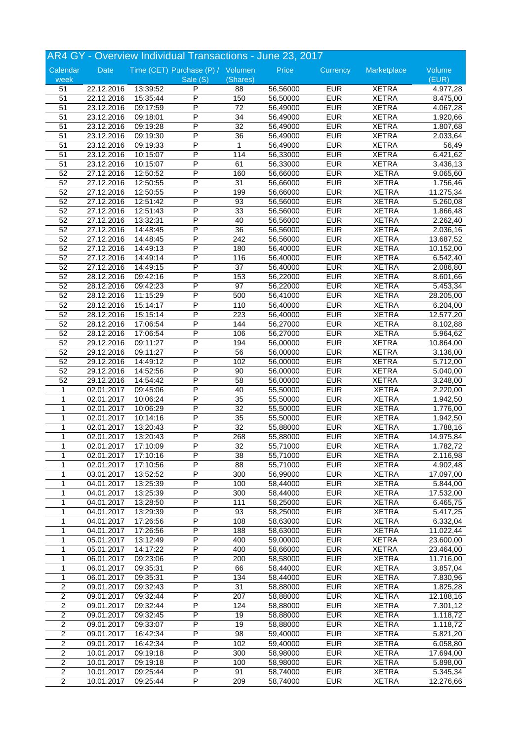## AR4 GY - Overview Individual Transactions - June 23, 2017

| Calendar week | Date | Time (CET) | Purchase (P) / Sale (S) | Volumen (Shares) | Price | Currency | Marketplace | Volume (EUR) |
|---|---|---|---|---|---|---|---|---|
| 51 | 22.12.2016 | 13:39:52 | P | 88 | 56,56000 | EUR | XETRA | 4.977,28 |
| 51 | 22.12.2016 | 15:35:44 | P | 150 | 56,50000 | EUR | XETRA | 8.475,00 |
| 51 | 23.12.2016 | 09:17:59 | P | 72 | 56,49000 | EUR | XETRA | 4.067,28 |
| 51 | 23.12.2016 | 09:18:01 | P | 34 | 56,49000 | EUR | XETRA | 1.920,66 |
| 51 | 23.12.2016 | 09:19:28 | P | 32 | 56,49000 | EUR | XETRA | 1.807,68 |
| 51 | 23.12.2016 | 09:19:30 | P | 36 | 56,49000 | EUR | XETRA | 2.033,64 |
| 51 | 23.12.2016 | 09:19:33 | P | 1 | 56,49000 | EUR | XETRA | 56,49 |
| 51 | 23.12.2016 | 10:15:07 | P | 114 | 56,33000 | EUR | XETRA | 6.421,62 |
| 51 | 23.12.2016 | 10:15:07 | P | 61 | 56,33000 | EUR | XETRA | 3.436,13 |
| 52 | 27.12.2016 | 12:50:52 | P | 160 | 56,66000 | EUR | XETRA | 9.065,60 |
| 52 | 27.12.2016 | 12:50:55 | P | 31 | 56,66000 | EUR | XETRA | 1.756,46 |
| 52 | 27.12.2016 | 12:50:55 | P | 199 | 56,66000 | EUR | XETRA | 11.275,34 |
| 52 | 27.12.2016 | 12:51:42 | P | 93 | 56,56000 | EUR | XETRA | 5.260,08 |
| 52 | 27.12.2016 | 12:51:43 | P | 33 | 56,56000 | EUR | XETRA | 1.866,48 |
| 52 | 27.12.2016 | 13:32:31 | P | 40 | 56,56000 | EUR | XETRA | 2.262,40 |
| 52 | 27.12.2016 | 14:48:45 | P | 36 | 56,56000 | EUR | XETRA | 2.036,16 |
| 52 | 27.12.2016 | 14:48:45 | P | 242 | 56,56000 | EUR | XETRA | 13.687,52 |
| 52 | 27.12.2016 | 14:49:13 | P | 180 | 56,40000 | EUR | XETRA | 10.152,00 |
| 52 | 27.12.2016 | 14:49:14 | P | 116 | 56,40000 | EUR | XETRA | 6.542,40 |
| 52 | 27.12.2016 | 14:49:15 | P | 37 | 56,40000 | EUR | XETRA | 2.086,80 |
| 52 | 28.12.2016 | 09:42:16 | P | 153 | 56,22000 | EUR | XETRA | 8.601,66 |
| 52 | 28.12.2016 | 09:42:23 | P | 97 | 56,22000 | EUR | XETRA | 5.453,34 |
| 52 | 28.12.2016 | 11:15:29 | P | 500 | 56,41000 | EUR | XETRA | 28.205,00 |
| 52 | 28.12.2016 | 15:14:17 | P | 110 | 56,40000 | EUR | XETRA | 6.204,00 |
| 52 | 28.12.2016 | 15:15:14 | P | 223 | 56,40000 | EUR | XETRA | 12.577,20 |
| 52 | 28.12.2016 | 17:06:54 | P | 144 | 56,27000 | EUR | XETRA | 8.102,88 |
| 52 | 28.12.2016 | 17:06:54 | P | 106 | 56,27000 | EUR | XETRA | 5.964,62 |
| 52 | 29.12.2016 | 09:11:27 | P | 194 | 56,00000 | EUR | XETRA | 10.864,00 |
| 52 | 29.12.2016 | 09:11:27 | P | 56 | 56,00000 | EUR | XETRA | 3.136,00 |
| 52 | 29.12.2016 | 14:49:12 | P | 102 | 56,00000 | EUR | XETRA | 5.712,00 |
| 52 | 29.12.2016 | 14:52:56 | P | 90 | 56,00000 | EUR | XETRA | 5.040,00 |
| 52 | 29.12.2016 | 14:54:42 | P | 58 | 56,00000 | EUR | XETRA | 3.248,00 |
| 1 | 02.01.2017 | 09:45:06 | P | 40 | 55,50000 | EUR | XETRA | 2.220,00 |
| 1 | 02.01.2017 | 10:06:24 | P | 35 | 55,50000 | EUR | XETRA | 1.942,50 |
| 1 | 02.01.2017 | 10:06:29 | P | 32 | 55,50000 | EUR | XETRA | 1.776,00 |
| 1 | 02.01.2017 | 10:14:16 | P | 35 | 55,50000 | EUR | XETRA | 1.942,50 |
| 1 | 02.01.2017 | 13:20:43 | P | 32 | 55,88000 | EUR | XETRA | 1.788,16 |
| 1 | 02.01.2017 | 13:20:43 | P | 268 | 55,88000 | EUR | XETRA | 14.975,84 |
| 1 | 02.01.2017 | 17:10:09 | P | 32 | 55,71000 | EUR | XETRA | 1.782,72 |
| 1 | 02.01.2017 | 17:10:16 | P | 38 | 55,71000 | EUR | XETRA | 2.116,98 |
| 1 | 02.01.2017 | 17:10:56 | P | 88 | 55,71000 | EUR | XETRA | 4.902,48 |
| 1 | 03.01.2017 | 13:52:52 | P | 300 | 56,99000 | EUR | XETRA | 17.097,00 |
| 1 | 04.01.2017 | 13:25:39 | P | 100 | 58,44000 | EUR | XETRA | 5.844,00 |
| 1 | 04.01.2017 | 13:25:39 | P | 300 | 58,44000 | EUR | XETRA | 17.532,00 |
| 1 | 04.01.2017 | 13:28:50 | P | 111 | 58,25000 | EUR | XETRA | 6.465,75 |
| 1 | 04.01.2017 | 13:29:39 | P | 93 | 58,25000 | EUR | XETRA | 5.417,25 |
| 1 | 04.01.2017 | 17:26:56 | P | 108 | 58,63000 | EUR | XETRA | 6.332,04 |
| 1 | 04.01.2017 | 17:26:56 | P | 188 | 58,63000 | EUR | XETRA | 11.022,44 |
| 1 | 05.01.2017 | 13:12:49 | P | 400 | 59,00000 | EUR | XETRA | 23.600,00 |
| 1 | 05.01.2017 | 14:17:22 | P | 400 | 58,66000 | EUR | XETRA | 23.464,00 |
| 1 | 06.01.2017 | 09:23:06 | P | 200 | 58,58000 | EUR | XETRA | 11.716,00 |
| 1 | 06.01.2017 | 09:35:31 | P | 66 | 58,44000 | EUR | XETRA | 3.857,04 |
| 1 | 06.01.2017 | 09:35:31 | P | 134 | 58,44000 | EUR | XETRA | 7.830,96 |
| 2 | 09.01.2017 | 09:32:43 | P | 31 | 58,88000 | EUR | XETRA | 1.825,28 |
| 2 | 09.01.2017 | 09:32:44 | P | 207 | 58,88000 | EUR | XETRA | 12.188,16 |
| 2 | 09.01.2017 | 09:32:44 | P | 124 | 58,88000 | EUR | XETRA | 7.301,12 |
| 2 | 09.01.2017 | 09:32:45 | P | 19 | 58,88000 | EUR | XETRA | 1.118,72 |
| 2 | 09.01.2017 | 09:33:07 | P | 19 | 58,88000 | EUR | XETRA | 1.118,72 |
| 2 | 09.01.2017 | 16:42:34 | P | 98 | 59,40000 | EUR | XETRA | 5.821,20 |
| 2 | 09.01.2017 | 16:42:34 | P | 102 | 59,40000 | EUR | XETRA | 6.058,80 |
| 2 | 10.01.2017 | 09:19:18 | P | 300 | 58,98000 | EUR | XETRA | 17.694,00 |
| 2 | 10.01.2017 | 09:19:18 | P | 100 | 58,98000 | EUR | XETRA | 5.898,00 |
| 2 | 10.01.2017 | 09:25:44 | P | 91 | 58,74000 | EUR | XETRA | 5.345,34 |
| 2 | 10.01.2017 | 09:25:44 | P | 209 | 58,74000 | EUR | XETRA | 12.276,66 |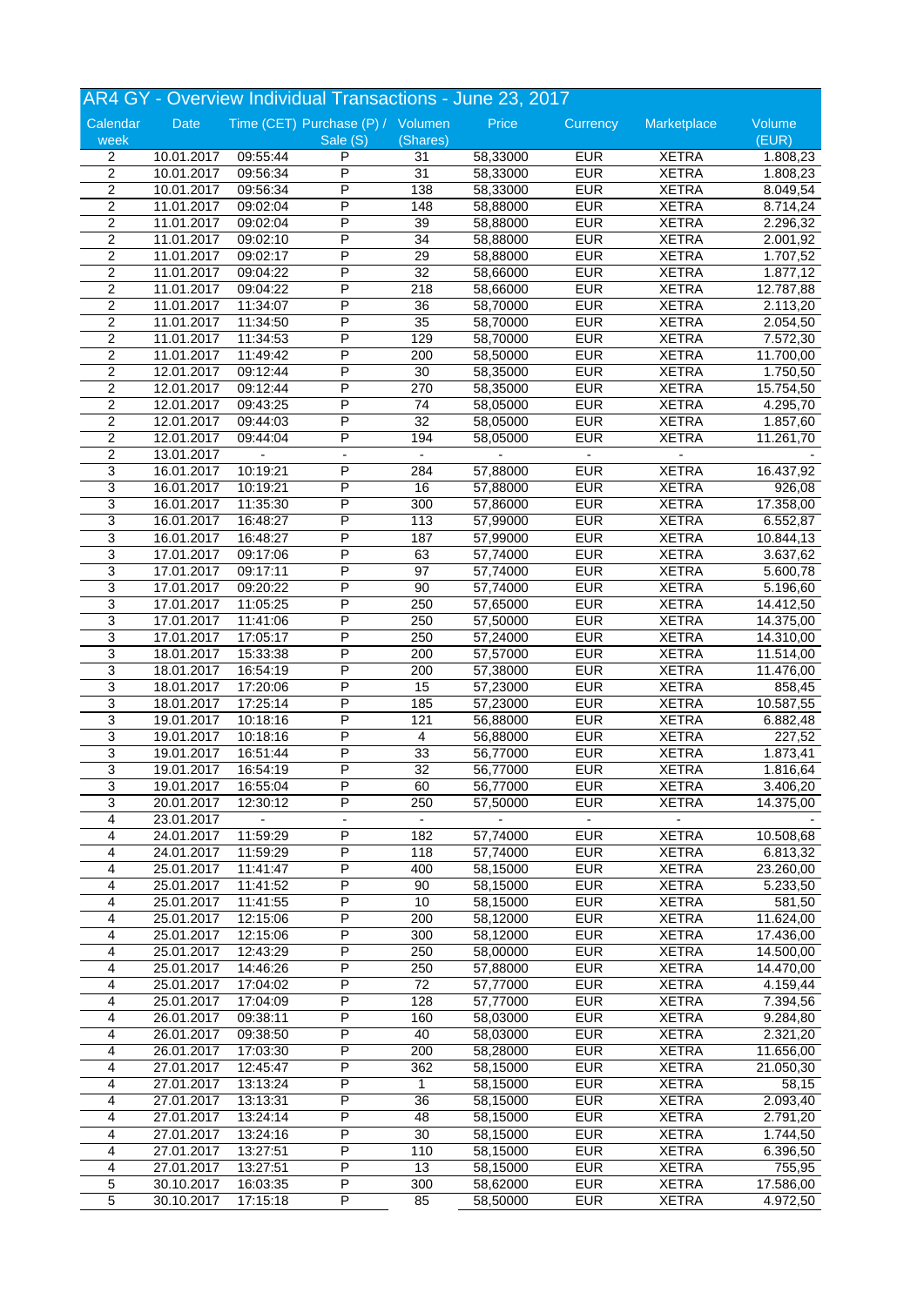# AR4 GY - Overview Individual Transactions - June 23, 2017

| Calendar week | Date | Time (CET) | Purchase (P) / Sale (S) | Volumen (Shares) | Price | Currency | Marketplace | Volume (EUR) |
|---|---|---|---|---|---|---|---|---|
| 2 | 10.01.2017 | 09:55:44 | P | 31 | 58,33000 | EUR | XETRA | 1.808,23 |
| 2 | 10.01.2017 | 09:56:34 | P | 31 | 58,33000 | EUR | XETRA | 1.808,23 |
| 2 | 10.01.2017 | 09:56:34 | P | 138 | 58,33000 | EUR | XETRA | 8.049,54 |
| 2 | 11.01.2017 | 09:02:04 | P | 148 | 58,88000 | EUR | XETRA | 8.714,24 |
| 2 | 11.01.2017 | 09:02:04 | P | 39 | 58,88000 | EUR | XETRA | 2.296,32 |
| 2 | 11.01.2017 | 09:02:10 | P | 34 | 58,88000 | EUR | XETRA | 2.001,92 |
| 2 | 11.01.2017 | 09:02:17 | P | 29 | 58,88000 | EUR | XETRA | 1.707,52 |
| 2 | 11.01.2017 | 09:04:22 | P | 32 | 58,66000 | EUR | XETRA | 1.877,12 |
| 2 | 11.01.2017 | 09:04:22 | P | 218 | 58,66000 | EUR | XETRA | 12.787,88 |
| 2 | 11.01.2017 | 11:34:07 | P | 36 | 58,70000 | EUR | XETRA | 2.113,20 |
| 2 | 11.01.2017 | 11:34:50 | P | 35 | 58,70000 | EUR | XETRA | 2.054,50 |
| 2 | 11.01.2017 | 11:34:53 | P | 129 | 58,70000 | EUR | XETRA | 7.572,30 |
| 2 | 11.01.2017 | 11:49:42 | P | 200 | 58,50000 | EUR | XETRA | 11.700,00 |
| 2 | 12.01.2017 | 09:12:44 | P | 30 | 58,35000 | EUR | XETRA | 1.750,50 |
| 2 | 12.01.2017 | 09:12:44 | P | 270 | 58,35000 | EUR | XETRA | 15.754,50 |
| 2 | 12.01.2017 | 09:43:25 | P | 74 | 58,05000 | EUR | XETRA | 4.295,70 |
| 2 | 12.01.2017 | 09:44:03 | P | 32 | 58,05000 | EUR | XETRA | 1.857,60 |
| 2 | 12.01.2017 | 09:44:04 | P | 194 | 58,05000 | EUR | XETRA | 11.261,70 |
| 2 | 13.01.2017 | - | - | - | - | - | - | - |
| 3 | 16.01.2017 | 10:19:21 | P | 284 | 57,88000 | EUR | XETRA | 16.437,92 |
| 3 | 16.01.2017 | 10:19:21 | P | 16 | 57,88000 | EUR | XETRA | 926,08 |
| 3 | 16.01.2017 | 11:35:30 | P | 300 | 57,86000 | EUR | XETRA | 17.358,00 |
| 3 | 16.01.2017 | 16:48:27 | P | 113 | 57,99000 | EUR | XETRA | 6.552,87 |
| 3 | 16.01.2017 | 16:48:27 | P | 187 | 57,99000 | EUR | XETRA | 10.844,13 |
| 3 | 17.01.2017 | 09:17:06 | P | 63 | 57,74000 | EUR | XETRA | 3.637,62 |
| 3 | 17.01.2017 | 09:17:11 | P | 97 | 57,74000 | EUR | XETRA | 5.600,78 |
| 3 | 17.01.2017 | 09:20:22 | P | 90 | 57,74000 | EUR | XETRA | 5.196,60 |
| 3 | 17.01.2017 | 11:05:25 | P | 250 | 57,65000 | EUR | XETRA | 14.412,50 |
| 3 | 17.01.2017 | 11:41:06 | P | 250 | 57,50000 | EUR | XETRA | 14.375,00 |
| 3 | 17.01.2017 | 17:05:17 | P | 250 | 57,24000 | EUR | XETRA | 14.310,00 |
| 3 | 18.01.2017 | 15:33:38 | P | 200 | 57,57000 | EUR | XETRA | 11.514,00 |
| 3 | 18.01.2017 | 16:54:19 | P | 200 | 57,38000 | EUR | XETRA | 11.476,00 |
| 3 | 18.01.2017 | 17:20:06 | P | 15 | 57,23000 | EUR | XETRA | 858,45 |
| 3 | 18.01.2017 | 17:25:14 | P | 185 | 57,23000 | EUR | XETRA | 10.587,55 |
| 3 | 19.01.2017 | 10:18:16 | P | 121 | 56,88000 | EUR | XETRA | 6.882,48 |
| 3 | 19.01.2017 | 10:18:16 | P | 4 | 56,88000 | EUR | XETRA | 227,52 |
| 3 | 19.01.2017 | 16:51:44 | P | 33 | 56,77000 | EUR | XETRA | 1.873,41 |
| 3 | 19.01.2017 | 16:54:19 | P | 32 | 56,77000 | EUR | XETRA | 1.816,64 |
| 3 | 19.01.2017 | 16:55:04 | P | 60 | 56,77000 | EUR | XETRA | 3.406,20 |
| 3 | 20.01.2017 | 12:30:12 | P | 250 | 57,50000 | EUR | XETRA | 14.375,00 |
| 4 | 23.01.2017 | - | - | - | - | - | - | - |
| 4 | 24.01.2017 | 11:59:29 | P | 182 | 57,74000 | EUR | XETRA | 10.508,68 |
| 4 | 24.01.2017 | 11:59:29 | P | 118 | 57,74000 | EUR | XETRA | 6.813,32 |
| 4 | 25.01.2017 | 11:41:47 | P | 400 | 58,15000 | EUR | XETRA | 23.260,00 |
| 4 | 25.01.2017 | 11:41:52 | P | 90 | 58,15000 | EUR | XETRA | 5.233,50 |
| 4 | 25.01.2017 | 11:41:55 | P | 10 | 58,15000 | EUR | XETRA | 581,50 |
| 4 | 25.01.2017 | 12:15:06 | P | 200 | 58,12000 | EUR | XETRA | 11.624,00 |
| 4 | 25.01.2017 | 12:15:06 | P | 300 | 58,12000 | EUR | XETRA | 17.436,00 |
| 4 | 25.01.2017 | 12:43:29 | P | 250 | 58,00000 | EUR | XETRA | 14.500,00 |
| 4 | 25.01.2017 | 14:46:26 | P | 250 | 57,88000 | EUR | XETRA | 14.470,00 |
| 4 | 25.01.2017 | 17:04:02 | P | 72 | 57,77000 | EUR | XETRA | 4.159,44 |
| 4 | 25.01.2017 | 17:04:09 | P | 128 | 57,77000 | EUR | XETRA | 7.394,56 |
| 4 | 26.01.2017 | 09:38:11 | P | 160 | 58,03000 | EUR | XETRA | 9.284,80 |
| 4 | 26.01.2017 | 09:38:50 | P | 40 | 58,03000 | EUR | XETRA | 2.321,20 |
| 4 | 26.01.2017 | 17:03:30 | P | 200 | 58,28000 | EUR | XETRA | 11.656,00 |
| 4 | 27.01.2017 | 12:45:47 | P | 362 | 58,15000 | EUR | XETRA | 21.050,30 |
| 4 | 27.01.2017 | 13:13:24 | P | 1 | 58,15000 | EUR | XETRA | 58,15 |
| 4 | 27.01.2017 | 13:13:31 | P | 36 | 58,15000 | EUR | XETRA | 2.093,40 |
| 4 | 27.01.2017 | 13:24:14 | P | 48 | 58,15000 | EUR | XETRA | 2.791,20 |
| 4 | 27.01.2017 | 13:24:16 | P | 30 | 58,15000 | EUR | XETRA | 1.744,50 |
| 4 | 27.01.2017 | 13:27:51 | P | 110 | 58,15000 | EUR | XETRA | 6.396,50 |
| 4 | 27.01.2017 | 13:27:51 | P | 13 | 58,15000 | EUR | XETRA | 755,95 |
| 5 | 30.10.2017 | 16:03:35 | P | 300 | 58,62000 | EUR | XETRA | 17.586,00 |
| 5 | 30.10.2017 | 17:15:18 | P | 85 | 58,50000 | EUR | XETRA | 4.972,50 |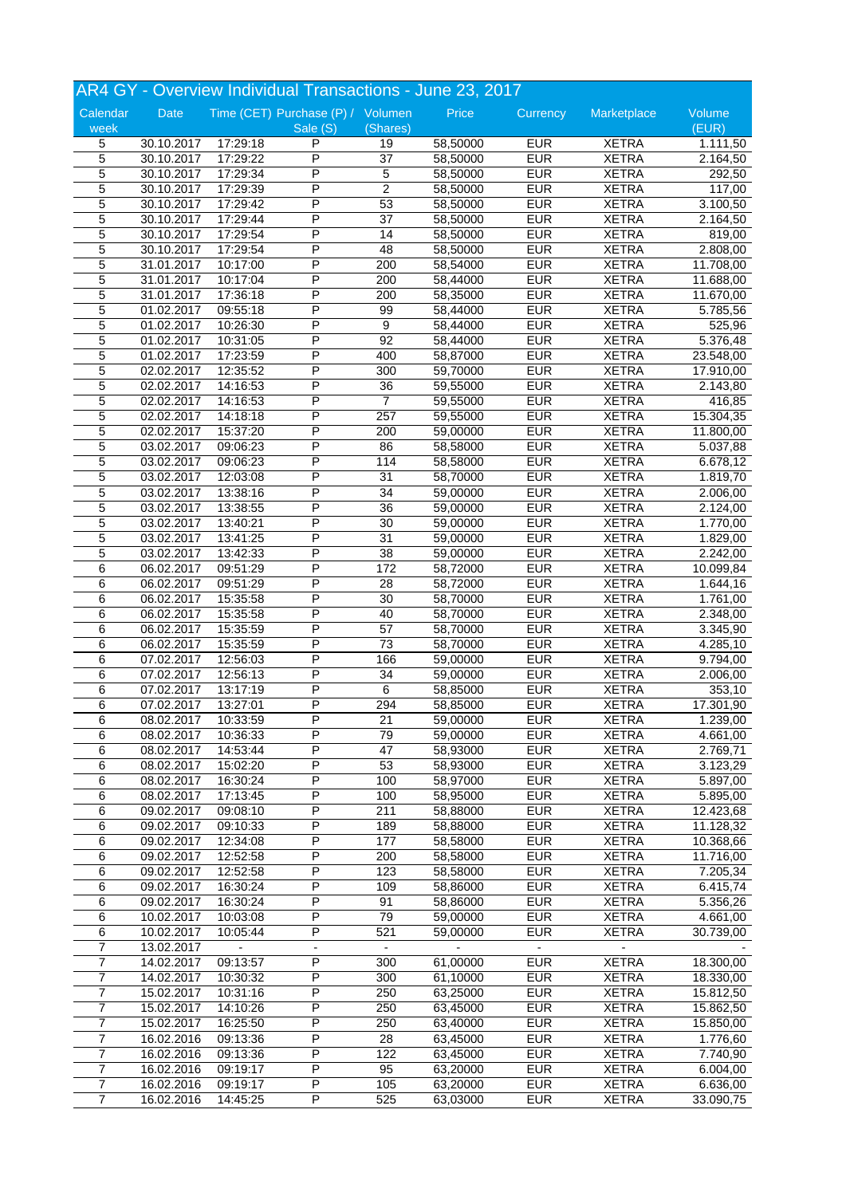## AR4 GY - Overview Individual Transactions - June 23, 2017

| Calendar week | Date | Time (CET) | Purchase (P) / Sale (S) | Volumen (Shares) | Price | Currency | Marketplace | Volume (EUR) |
|---|---|---|---|---|---|---|---|---|
| 5 | 30.10.2017 | 17:29:18 | P | 19 | 58,50000 | EUR | XETRA | 1.111,50 |
| 5 | 30.10.2017 | 17:29:22 | P | 37 | 58,50000 | EUR | XETRA | 2.164,50 |
| 5 | 30.10.2017 | 17:29:34 | P | 5 | 58,50000 | EUR | XETRA | 292,50 |
| 5 | 30.10.2017 | 17:29:39 | P | 2 | 58,50000 | EUR | XETRA | 117,00 |
| 5 | 30.10.2017 | 17:29:42 | P | 53 | 58,50000 | EUR | XETRA | 3.100,50 |
| 5 | 30.10.2017 | 17:29:44 | P | 37 | 58,50000 | EUR | XETRA | 2.164,50 |
| 5 | 30.10.2017 | 17:29:54 | P | 14 | 58,50000 | EUR | XETRA | 819,00 |
| 5 | 30.10.2017 | 17:29:54 | P | 48 | 58,50000 | EUR | XETRA | 2.808,00 |
| 5 | 31.01.2017 | 10:17:00 | P | 200 | 58,54000 | EUR | XETRA | 11.708,00 |
| 5 | 31.01.2017 | 10:17:04 | P | 200 | 58,44000 | EUR | XETRA | 11.688,00 |
| 5 | 31.01.2017 | 17:36:18 | P | 200 | 58,35000 | EUR | XETRA | 11.670,00 |
| 5 | 01.02.2017 | 09:55:18 | P | 99 | 58,44000 | EUR | XETRA | 5.785,56 |
| 5 | 01.02.2017 | 10:26:30 | P | 9 | 58,44000 | EUR | XETRA | 525,96 |
| 5 | 01.02.2017 | 10:31:05 | P | 92 | 58,44000 | EUR | XETRA | 5.376,48 |
| 5 | 01.02.2017 | 17:23:59 | P | 400 | 58,87000 | EUR | XETRA | 23.548,00 |
| 5 | 02.02.2017 | 12:35:52 | P | 300 | 59,70000 | EUR | XETRA | 17.910,00 |
| 5 | 02.02.2017 | 14:16:53 | P | 36 | 59,55000 | EUR | XETRA | 2.143,80 |
| 5 | 02.02.2017 | 14:16:53 | P | 7 | 59,55000 | EUR | XETRA | 416,85 |
| 5 | 02.02.2017 | 14:18:18 | P | 257 | 59,55000 | EUR | XETRA | 15.304,35 |
| 5 | 02.02.2017 | 15:37:20 | P | 200 | 59,00000 | EUR | XETRA | 11.800,00 |
| 5 | 03.02.2017 | 09:06:23 | P | 86 | 58,58000 | EUR | XETRA | 5.037,88 |
| 5 | 03.02.2017 | 09:06:23 | P | 114 | 58,58000 | EUR | XETRA | 6.678,12 |
| 5 | 03.02.2017 | 12:03:08 | P | 31 | 58,70000 | EUR | XETRA | 1.819,70 |
| 5 | 03.02.2017 | 13:38:16 | P | 34 | 59,00000 | EUR | XETRA | 2.006,00 |
| 5 | 03.02.2017 | 13:38:55 | P | 36 | 59,00000 | EUR | XETRA | 2.124,00 |
| 5 | 03.02.2017 | 13:40:21 | P | 30 | 59,00000 | EUR | XETRA | 1.770,00 |
| 5 | 03.02.2017 | 13:41:25 | P | 31 | 59,00000 | EUR | XETRA | 1.829,00 |
| 5 | 03.02.2017 | 13:42:33 | P | 38 | 59,00000 | EUR | XETRA | 2.242,00 |
| 6 | 06.02.2017 | 09:51:29 | P | 172 | 58,72000 | EUR | XETRA | 10.099,84 |
| 6 | 06.02.2017 | 09:51:29 | P | 28 | 58,72000 | EUR | XETRA | 1.644,16 |
| 6 | 06.02.2017 | 15:35:58 | P | 30 | 58,70000 | EUR | XETRA | 1.761,00 |
| 6 | 06.02.2017 | 15:35:58 | P | 40 | 58,70000 | EUR | XETRA | 2.348,00 |
| 6 | 06.02.2017 | 15:35:59 | P | 57 | 58,70000 | EUR | XETRA | 3.345,90 |
| 6 | 06.02.2017 | 15:35:59 | P | 73 | 58,70000 | EUR | XETRA | 4.285,10 |
| 6 | 07.02.2017 | 12:56:03 | P | 166 | 59,00000 | EUR | XETRA | 9.794,00 |
| 6 | 07.02.2017 | 12:56:13 | P | 34 | 59,00000 | EUR | XETRA | 2.006,00 |
| 6 | 07.02.2017 | 13:17:19 | P | 6 | 58,85000 | EUR | XETRA | 353,10 |
| 6 | 07.02.2017 | 13:27:01 | P | 294 | 58,85000 | EUR | XETRA | 17.301,90 |
| 6 | 08.02.2017 | 10:33:59 | P | 21 | 59,00000 | EUR | XETRA | 1.239,00 |
| 6 | 08.02.2017 | 10:36:33 | P | 79 | 59,00000 | EUR | XETRA | 4.661,00 |
| 6 | 08.02.2017 | 14:53:44 | P | 47 | 58,93000 | EUR | XETRA | 2.769,71 |
| 6 | 08.02.2017 | 15:02:20 | P | 53 | 58,93000 | EUR | XETRA | 3.123,29 |
| 6 | 08.02.2017 | 16:30:24 | P | 100 | 58,97000 | EUR | XETRA | 5.897,00 |
| 6 | 08.02.2017 | 17:13:45 | P | 100 | 58,95000 | EUR | XETRA | 5.895,00 |
| 6 | 09.02.2017 | 09:08:10 | P | 211 | 58,88000 | EUR | XETRA | 12.423,68 |
| 6 | 09.02.2017 | 09:10:33 | P | 189 | 58,88000 | EUR | XETRA | 11.128,32 |
| 6 | 09.02.2017 | 12:34:08 | P | 177 | 58,58000 | EUR | XETRA | 10.368,66 |
| 6 | 09.02.2017 | 12:52:58 | P | 200 | 58,58000 | EUR | XETRA | 11.716,00 |
| 6 | 09.02.2017 | 12:52:58 | P | 123 | 58,58000 | EUR | XETRA | 7.205,34 |
| 6 | 09.02.2017 | 16:30:24 | P | 109 | 58,86000 | EUR | XETRA | 6.415,74 |
| 6 | 09.02.2017 | 16:30:24 | P | 91 | 58,86000 | EUR | XETRA | 5.356,26 |
| 6 | 10.02.2017 | 10:03:08 | P | 79 | 59,00000 | EUR | XETRA | 4.661,00 |
| 6 | 10.02.2017 | 10:05:44 | P | 521 | 59,00000 | EUR | XETRA | 30.739,00 |
| 7 | 13.02.2017 | - | - | - | - | - | - | - |
| 7 | 14.02.2017 | 09:13:57 | P | 300 | 61,00000 | EUR | XETRA | 18.300,00 |
| 7 | 14.02.2017 | 10:30:32 | P | 300 | 61,10000 | EUR | XETRA | 18.330,00 |
| 7 | 15.02.2017 | 10:31:16 | P | 250 | 63,25000 | EUR | XETRA | 15.812,50 |
| 7 | 15.02.2017 | 14:10:26 | P | 250 | 63,45000 | EUR | XETRA | 15.862,50 |
| 7 | 15.02.2017 | 16:25:50 | P | 250 | 63,40000 | EUR | XETRA | 15.850,00 |
| 7 | 16.02.2016 | 09:13:36 | P | 28 | 63,45000 | EUR | XETRA | 1.776,60 |
| 7 | 16.02.2016 | 09:13:36 | P | 122 | 63,45000 | EUR | XETRA | 7.740,90 |
| 7 | 16.02.2016 | 09:19:17 | P | 95 | 63,20000 | EUR | XETRA | 6.004,00 |
| 7 | 16.02.2016 | 09:19:17 | P | 105 | 63,20000 | EUR | XETRA | 6.636,00 |
| 7 | 16.02.2016 | 14:45:25 | P | 525 | 63,03000 | EUR | XETRA | 33.090,75 |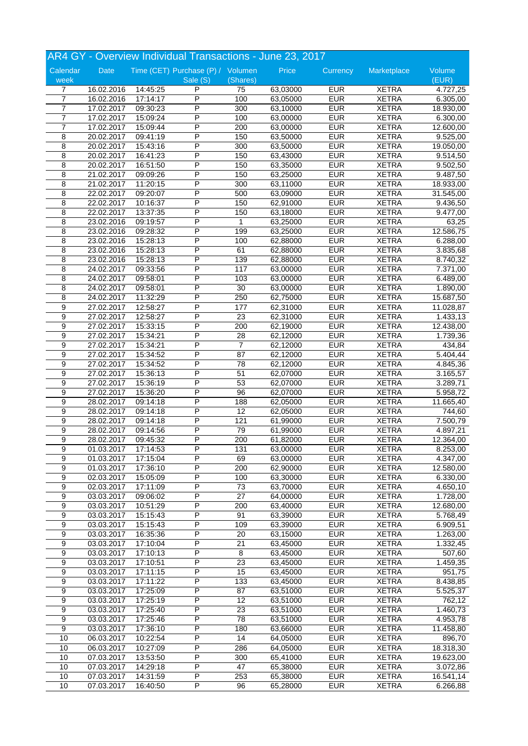## AR4 GY - Overview Individual Transactions - June 23, 2017

| Calendar week | Date | Time (CET) | Purchase (P) / Sale (S) | Volumen (Shares) | Price | Currency | Marketplace | Volume (EUR) |
|---|---|---|---|---|---|---|---|---|
| 7 | 16.02.2016 | 14:45:25 | P | 75 | 63,03000 | EUR | XETRA | 4.727,25 |
| 7 | 16.02.2016 | 17:14:17 | P | 100 | 63,05000 | EUR | XETRA | 6.305,00 |
| 7 | 17.02.2017 | 09:30:23 | P | 300 | 63,10000 | EUR | XETRA | 18.930,00 |
| 7 | 17.02.2017 | 15:09:24 | P | 100 | 63,00000 | EUR | XETRA | 6.300,00 |
| 7 | 17.02.2017 | 15:09:44 | P | 200 | 63,00000 | EUR | XETRA | 12.600,00 |
| 8 | 20.02.2017 | 09:41:19 | P | 150 | 63,50000 | EUR | XETRA | 9.525,00 |
| 8 | 20.02.2017 | 15:43:16 | P | 300 | 63,50000 | EUR | XETRA | 19.050,00 |
| 8 | 20.02.2017 | 16:41:23 | P | 150 | 63,43000 | EUR | XETRA | 9.514,50 |
| 8 | 20.02.2017 | 16:51:50 | P | 150 | 63,35000 | EUR | XETRA | 9.502,50 |
| 8 | 21.02.2017 | 09:09:26 | P | 150 | 63,25000 | EUR | XETRA | 9.487,50 |
| 8 | 21.02.2017 | 11:20:15 | P | 300 | 63,11000 | EUR | XETRA | 18.933,00 |
| 8 | 22.02.2017 | 09:20:07 | P | 500 | 63,09000 | EUR | XETRA | 31.545,00 |
| 8 | 22.02.2017 | 10:16:37 | P | 150 | 62,91000 | EUR | XETRA | 9.436,50 |
| 8 | 22.02.2017 | 13:37:35 | P | 150 | 63,18000 | EUR | XETRA | 9.477,00 |
| 8 | 23.02.2016 | 09:19:57 | P | 1 | 63,25000 | EUR | XETRA | 63,25 |
| 8 | 23.02.2016 | 09:28:32 | P | 199 | 63,25000 | EUR | XETRA | 12.586,75 |
| 8 | 23.02.2016 | 15:28:13 | P | 100 | 62,88000 | EUR | XETRA | 6.288,00 |
| 8 | 23.02.2016 | 15:28:13 | P | 61 | 62,88000 | EUR | XETRA | 3.835,68 |
| 8 | 23.02.2016 | 15:28:13 | P | 139 | 62,88000 | EUR | XETRA | 8.740,32 |
| 8 | 24.02.2017 | 09:33:56 | P | 117 | 63,00000 | EUR | XETRA | 7.371,00 |
| 8 | 24.02.2017 | 09:58:01 | P | 103 | 63,00000 | EUR | XETRA | 6.489,00 |
| 8 | 24.02.2017 | 09:58:01 | P | 30 | 63,00000 | EUR | XETRA | 1.890,00 |
| 8 | 24.02.2017 | 11:32:29 | P | 250 | 62,75000 | EUR | XETRA | 15.687,50 |
| 9 | 27.02.2017 | 12:58:27 | P | 177 | 62,31000 | EUR | XETRA | 11.028,87 |
| 9 | 27.02.2017 | 12:58:27 | P | 23 | 62,31000 | EUR | XETRA | 1.433,13 |
| 9 | 27.02.2017 | 15:33:15 | P | 200 | 62,19000 | EUR | XETRA | 12.438,00 |
| 9 | 27.02.2017 | 15:34:21 | P | 28 | 62,12000 | EUR | XETRA | 1.739,36 |
| 9 | 27.02.2017 | 15:34:21 | P | 7 | 62,12000 | EUR | XETRA | 434,84 |
| 9 | 27.02.2017 | 15:34:52 | P | 87 | 62,12000 | EUR | XETRA | 5.404,44 |
| 9 | 27.02.2017 | 15:34:52 | P | 78 | 62,12000 | EUR | XETRA | 4.845,36 |
| 9 | 27.02.2017 | 15:36:13 | P | 51 | 62,07000 | EUR | XETRA | 3.165,57 |
| 9 | 27.02.2017 | 15:36:19 | P | 53 | 62,07000 | EUR | XETRA | 3.289,71 |
| 9 | 27.02.2017 | 15:36:20 | P | 96 | 62,07000 | EUR | XETRA | 5.958,72 |
| 9 | 28.02.2017 | 09:14:18 | P | 188 | 62,05000 | EUR | XETRA | 11.665,40 |
| 9 | 28.02.2017 | 09:14:18 | P | 12 | 62,05000 | EUR | XETRA | 744,60 |
| 9 | 28.02.2017 | 09:14:18 | P | 121 | 61,99000 | EUR | XETRA | 7.500,79 |
| 9 | 28.02.2017 | 09:14:56 | P | 79 | 61,99000 | EUR | XETRA | 4.897,21 |
| 9 | 28.02.2017 | 09:45:32 | P | 200 | 61,82000 | EUR | XETRA | 12.364,00 |
| 9 | 01.03.2017 | 17:14:53 | P | 131 | 63,00000 | EUR | XETRA | 8.253,00 |
| 9 | 01.03.2017 | 17:15:04 | P | 69 | 63,00000 | EUR | XETRA | 4.347,00 |
| 9 | 01.03.2017 | 17:36:10 | P | 200 | 62,90000 | EUR | XETRA | 12.580,00 |
| 9 | 02.03.2017 | 15:05:09 | P | 100 | 63,30000 | EUR | XETRA | 6.330,00 |
| 9 | 02.03.2017 | 17:11:09 | P | 73 | 63,70000 | EUR | XETRA | 4.650,10 |
| 9 | 03.03.2017 | 09:06:02 | P | 27 | 64,00000 | EUR | XETRA | 1.728,00 |
| 9 | 03.03.2017 | 10:51:29 | P | 200 | 63,40000 | EUR | XETRA | 12.680,00 |
| 9 | 03.03.2017 | 15:15:43 | P | 91 | 63,39000 | EUR | XETRA | 5.768,49 |
| 9 | 03.03.2017 | 15:15:43 | P | 109 | 63,39000 | EUR | XETRA | 6.909,51 |
| 9 | 03.03.2017 | 16:35:36 | P | 20 | 63,15000 | EUR | XETRA | 1.263,00 |
| 9 | 03.03.2017 | 17:10:04 | P | 21 | 63,45000 | EUR | XETRA | 1.332,45 |
| 9 | 03.03.2017 | 17:10:13 | P | 8 | 63,45000 | EUR | XETRA | 507,60 |
| 9 | 03.03.2017 | 17:10:51 | P | 23 | 63,45000 | EUR | XETRA | 1.459,35 |
| 9 | 03.03.2017 | 17:11:15 | P | 15 | 63,45000 | EUR | XETRA | 951,75 |
| 9 | 03.03.2017 | 17:11:22 | P | 133 | 63,45000 | EUR | XETRA | 8.438,85 |
| 9 | 03.03.2017 | 17:25:09 | P | 87 | 63,51000 | EUR | XETRA | 5.525,37 |
| 9 | 03.03.2017 | 17:25:19 | P | 12 | 63,51000 | EUR | XETRA | 762,12 |
| 9 | 03.03.2017 | 17:25:40 | P | 23 | 63,51000 | EUR | XETRA | 1.460,73 |
| 9 | 03.03.2017 | 17:25:46 | P | 78 | 63,51000 | EUR | XETRA | 4.953,78 |
| 9 | 03.03.2017 | 17:36:10 | P | 180 | 63,66000 | EUR | XETRA | 11.458,80 |
| 10 | 06.03.2017 | 10:22:54 | P | 14 | 64,05000 | EUR | XETRA | 896,70 |
| 10 | 06.03.2017 | 10:27:09 | P | 286 | 64,05000 | EUR | XETRA | 18.318,30 |
| 10 | 07.03.2017 | 13:53:50 | P | 300 | 65,41000 | EUR | XETRA | 19.623,00 |
| 10 | 07.03.2017 | 14:29:18 | P | 47 | 65,38000 | EUR | XETRA | 3.072,86 |
| 10 | 07.03.2017 | 14:31:59 | P | 253 | 65,38000 | EUR | XETRA | 16.541,14 |
| 10 | 07.03.2017 | 16:40:50 | P | 96 | 65,28000 | EUR | XETRA | 6.266,88 |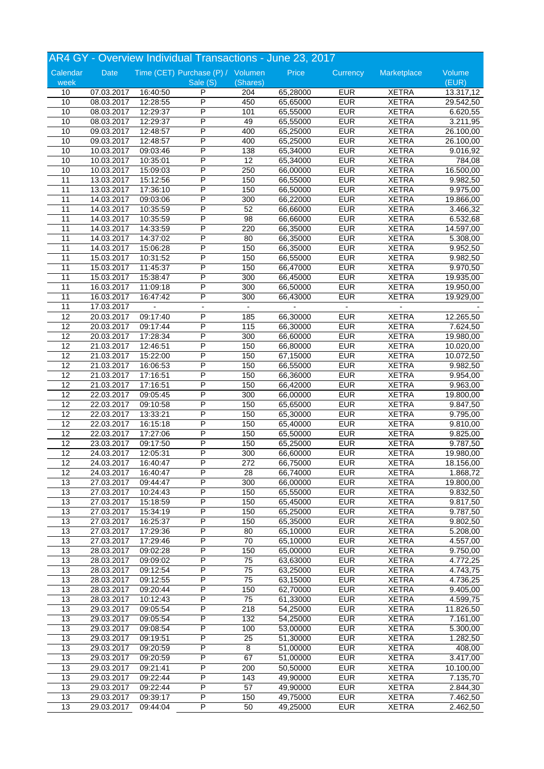# AR4 GY - Overview Individual Transactions - June 23, 2017

| Calendar week | Date | Time (CET) | Purchase (P) / Sale (S) | Volumen (Shares) | Price | Currency | Marketplace | Volume (EUR) |
|---|---|---|---|---|---|---|---|---|
| 10 | 07.03.2017 | 16:40:50 | P | 204 | 65,28000 | EUR | XETRA | 13.317,12 |
| 10 | 08.03.2017 | 12:28:55 | P | 450 | 65,65000 | EUR | XETRA | 29.542,50 |
| 10 | 08.03.2017 | 12:29:37 | P | 101 | 65,55000 | EUR | XETRA | 6.620,55 |
| 10 | 08.03.2017 | 12:29:37 | P | 49 | 65,55000 | EUR | XETRA | 3.211,95 |
| 10 | 09.03.2017 | 12:48:57 | P | 400 | 65,25000 | EUR | XETRA | 26.100,00 |
| 10 | 09.03.2017 | 12:48:57 | P | 400 | 65,25000 | EUR | XETRA | 26.100,00 |
| 10 | 10.03.2017 | 09:03:46 | P | 138 | 65,34000 | EUR | XETRA | 9.016,92 |
| 10 | 10.03.2017 | 10:35:01 | P | 12 | 65,34000 | EUR | XETRA | 784,08 |
| 10 | 10.03.2017 | 15:09:03 | P | 250 | 66,00000 | EUR | XETRA | 16.500,00 |
| 11 | 13.03.2017 | 15:12:56 | P | 150 | 66,55000 | EUR | XETRA | 9.982,50 |
| 11 | 13.03.2017 | 17:36:10 | P | 150 | 66,50000 | EUR | XETRA | 9.975,00 |
| 11 | 14.03.2017 | 09:03:06 | P | 300 | 66,22000 | EUR | XETRA | 19.866,00 |
| 11 | 14.03.2017 | 10:35:59 | P | 52 | 66,66000 | EUR | XETRA | 3.466,32 |
| 11 | 14.03.2017 | 10:35:59 | P | 98 | 66,66000 | EUR | XETRA | 6.532,68 |
| 11 | 14.03.2017 | 14:33:59 | P | 220 | 66,35000 | EUR | XETRA | 14.597,00 |
| 11 | 14.03.2017 | 14:37:02 | P | 80 | 66,35000 | EUR | XETRA | 5.308,00 |
| 11 | 14.03.2017 | 15:06:28 | P | 150 | 66,35000 | EUR | XETRA | 9.952,50 |
| 11 | 15.03.2017 | 10:31:52 | P | 150 | 66,55000 | EUR | XETRA | 9.982,50 |
| 11 | 15.03.2017 | 11:45:37 | P | 150 | 66,47000 | EUR | XETRA | 9.970,50 |
| 11 | 15.03.2017 | 15:38:47 | P | 300 | 66,45000 | EUR | XETRA | 19.935,00 |
| 11 | 16.03.2017 | 11:09:18 | P | 300 | 66,50000 | EUR | XETRA | 19.950,00 |
| 11 | 16.03.2017 | 16:47:42 | P | 300 | 66,43000 | EUR | XETRA | 19.929,00 |
| 11 | 17.03.2017 | - | - | - | - | - | - | - |
| 12 | 20.03.2017 | 09:17:40 | P | 185 | 66,30000 | EUR | XETRA | 12.265,50 |
| 12 | 20.03.2017 | 09:17:44 | P | 115 | 66,30000 | EUR | XETRA | 7.624,50 |
| 12 | 20.03.2017 | 17:28:34 | P | 300 | 66,60000 | EUR | XETRA | 19.980,00 |
| 12 | 21.03.2017 | 12:46:51 | P | 150 | 66,80000 | EUR | XETRA | 10.020,00 |
| 12 | 21.03.2017 | 15:22:00 | P | 150 | 67,15000 | EUR | XETRA | 10.072,50 |
| 12 | 21.03.2017 | 16:06:53 | P | 150 | 66,55000 | EUR | XETRA | 9.982,50 |
| 12 | 21.03.2017 | 17:16:51 | P | 150 | 66,36000 | EUR | XETRA | 9.954,00 |
| 12 | 21.03.2017 | 17:16:51 | P | 150 | 66,42000 | EUR | XETRA | 9.963,00 |
| 12 | 22.03.2017 | 09:05:45 | P | 300 | 66,00000 | EUR | XETRA | 19.800,00 |
| 12 | 22.03.2017 | 09:10:58 | P | 150 | 65,65000 | EUR | XETRA | 9.847,50 |
| 12 | 22.03.2017 | 13:33:21 | P | 150 | 65,30000 | EUR | XETRA | 9.795,00 |
| 12 | 22.03.2017 | 16:15:18 | P | 150 | 65,40000 | EUR | XETRA | 9.810,00 |
| 12 | 22.03.2017 | 17:27:06 | P | 150 | 65,50000 | EUR | XETRA | 9.825,00 |
| 12 | 23.03.2017 | 09:17:50 | P | 150 | 65,25000 | EUR | XETRA | 9.787,50 |
| 12 | 24.03.2017 | 12:05:31 | P | 300 | 66,60000 | EUR | XETRA | 19.980,00 |
| 12 | 24.03.2017 | 16:40:47 | P | 272 | 66,75000 | EUR | XETRA | 18.156,00 |
| 12 | 24.03.2017 | 16:40:47 | P | 28 | 66,74000 | EUR | XETRA | 1.868,72 |
| 13 | 27.03.2017 | 09:44:47 | P | 300 | 66,00000 | EUR | XETRA | 19.800,00 |
| 13 | 27.03.2017 | 10:24:43 | P | 150 | 65,55000 | EUR | XETRA | 9.832,50 |
| 13 | 27.03.2017 | 15:18:59 | P | 150 | 65,45000 | EUR | XETRA | 9.817,50 |
| 13 | 27.03.2017 | 15:34:19 | P | 150 | 65,25000 | EUR | XETRA | 9.787,50 |
| 13 | 27.03.2017 | 16:25:37 | P | 150 | 65,35000 | EUR | XETRA | 9.802,50 |
| 13 | 27.03.2017 | 17:29:36 | P | 80 | 65,10000 | EUR | XETRA | 5.208,00 |
| 13 | 27.03.2017 | 17:29:46 | P | 70 | 65,10000 | EUR | XETRA | 4.557,00 |
| 13 | 28.03.2017 | 09:02:28 | P | 150 | 65,00000 | EUR | XETRA | 9.750,00 |
| 13 | 28.03.2017 | 09:09:02 | P | 75 | 63,63000 | EUR | XETRA | 4.772,25 |
| 13 | 28.03.2017 | 09:12:54 | P | 75 | 63,25000 | EUR | XETRA | 4.743,75 |
| 13 | 28.03.2017 | 09:12:55 | P | 75 | 63,15000 | EUR | XETRA | 4.736,25 |
| 13 | 28.03.2017 | 09:20:44 | P | 150 | 62,70000 | EUR | XETRA | 9.405,00 |
| 13 | 28.03.2017 | 10:12:43 | P | 75 | 61,33000 | EUR | XETRA | 4.599,75 |
| 13 | 29.03.2017 | 09:05:54 | P | 218 | 54,25000 | EUR | XETRA | 11.826,50 |
| 13 | 29.03.2017 | 09:05:54 | P | 132 | 54,25000 | EUR | XETRA | 7.161,00 |
| 13 | 29.03.2017 | 09:08:54 | P | 100 | 53,00000 | EUR | XETRA | 5.300,00 |
| 13 | 29.03.2017 | 09:19:51 | P | 25 | 51,30000 | EUR | XETRA | 1.282,50 |
| 13 | 29.03.2017 | 09:20:59 | P | 8 | 51,00000 | EUR | XETRA | 408,00 |
| 13 | 29.03.2017 | 09:20:59 | P | 67 | 51,00000 | EUR | XETRA | 3.417,00 |
| 13 | 29.03.2017 | 09:21:41 | P | 200 | 50,50000 | EUR | XETRA | 10.100,00 |
| 13 | 29.03.2017 | 09:22:44 | P | 143 | 49,90000 | EUR | XETRA | 7.135,70 |
| 13 | 29.03.2017 | 09:22:44 | P | 57 | 49,90000 | EUR | XETRA | 2.844,30 |
| 13 | 29.03.2017 | 09:39:17 | P | 150 | 49,75000 | EUR | XETRA | 7.462,50 |
| 13 | 29.03.2017 | 09:44:04 | P | 50 | 49,25000 | EUR | XETRA | 2.462,50 |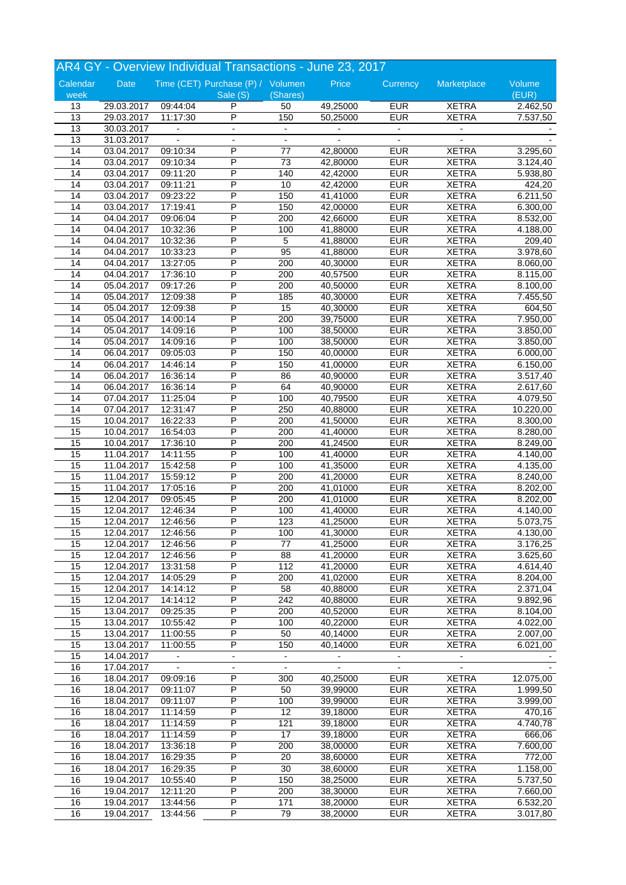## AR4 GY - Overview Individual Transactions - June 23, 2017

| Calendar week | Date | Time (CET) | Purchase (P) / Sale (S) | Volumen (Shares) | Price | Currency | Marketplace | Volume (EUR) |
|---|---|---|---|---|---|---|---|---|
| 13 | 29.03.2017 | 09:44:04 | P | 50 | 49,25000 | EUR | XETRA | 2.462,50 |
| 13 | 29.03.2017 | 11:17:30 | P | 150 | 50,25000 | EUR | XETRA | 7.537,50 |
| 13 | 30.03.2017 | - | - | - | - | - | - | - |
| 13 | 31.03.2017 | - | - | - | - | - | - | - |
| 14 | 03.04.2017 | 09:10:34 | P | 77 | 42,80000 | EUR | XETRA | 3.295,60 |
| 14 | 03.04.2017 | 09:10:34 | P | 73 | 42,80000 | EUR | XETRA | 3.124,40 |
| 14 | 03.04.2017 | 09:11:20 | P | 140 | 42,42000 | EUR | XETRA | 5.938,80 |
| 14 | 03.04.2017 | 09:11:21 | P | 10 | 42,42000 | EUR | XETRA | 424,20 |
| 14 | 03.04.2017 | 09:23:22 | P | 150 | 41,41000 | EUR | XETRA | 6.211,50 |
| 14 | 03.04.2017 | 17:19:41 | P | 150 | 42,00000 | EUR | XETRA | 6.300,00 |
| 14 | 04.04.2017 | 09:06:04 | P | 200 | 42,66000 | EUR | XETRA | 8.532,00 |
| 14 | 04.04.2017 | 10:32:36 | P | 100 | 41,88000 | EUR | XETRA | 4.188,00 |
| 14 | 04.04.2017 | 10:32:36 | P | 5 | 41,88000 | EUR | XETRA | 209,40 |
| 14 | 04.04.2017 | 10:33:23 | P | 95 | 41,88000 | EUR | XETRA | 3.978,60 |
| 14 | 04.04.2017 | 13:27:05 | P | 200 | 40,30000 | EUR | XETRA | 8.060,00 |
| 14 | 04.04.2017 | 17:36:10 | P | 200 | 40,57500 | EUR | XETRA | 8.115,00 |
| 14 | 05.04.2017 | 09:17:26 | P | 200 | 40,50000 | EUR | XETRA | 8.100,00 |
| 14 | 05.04.2017 | 12:09:38 | P | 185 | 40,30000 | EUR | XETRA | 7.455,50 |
| 14 | 05.04.2017 | 12:09:38 | P | 15 | 40,30000 | EUR | XETRA | 604,50 |
| 14 | 05.04.2017 | 14:00:14 | P | 200 | 39,75000 | EUR | XETRA | 7.950,00 |
| 14 | 05.04.2017 | 14:09:16 | P | 100 | 38,50000 | EUR | XETRA | 3.850,00 |
| 14 | 05.04.2017 | 14:09:16 | P | 100 | 38,50000 | EUR | XETRA | 3.850,00 |
| 14 | 06.04.2017 | 09:05:03 | P | 150 | 40,00000 | EUR | XETRA | 6.000,00 |
| 14 | 06.04.2017 | 14:46:14 | P | 150 | 41,00000 | EUR | XETRA | 6.150,00 |
| 14 | 06.04.2017 | 16:36:14 | P | 86 | 40,90000 | EUR | XETRA | 3.517,40 |
| 14 | 06.04.2017 | 16:36:14 | P | 64 | 40,90000 | EUR | XETRA | 2.617,60 |
| 14 | 07.04.2017 | 11:25:04 | P | 100 | 40,79500 | EUR | XETRA | 4.079,50 |
| 14 | 07.04.2017 | 12:31:47 | P | 250 | 40,88000 | EUR | XETRA | 10.220,00 |
| 15 | 10.04.2017 | 16:22:33 | P | 200 | 41,50000 | EUR | XETRA | 8.300,00 |
| 15 | 10.04.2017 | 16:54:03 | P | 200 | 41,40000 | EUR | XETRA | 8.280,00 |
| 15 | 10.04.2017 | 17:36:10 | P | 200 | 41,24500 | EUR | XETRA | 8.249,00 |
| 15 | 11.04.2017 | 14:11:55 | P | 100 | 41,40000 | EUR | XETRA | 4.140,00 |
| 15 | 11.04.2017 | 15:42:58 | P | 100 | 41,35000 | EUR | XETRA | 4.135,00 |
| 15 | 11.04.2017 | 15:59:12 | P | 200 | 41,20000 | EUR | XETRA | 8.240,00 |
| 15 | 11.04.2017 | 17:05:16 | P | 200 | 41,01000 | EUR | XETRA | 8.202,00 |
| 15 | 12.04.2017 | 09:05:45 | P | 200 | 41,01000 | EUR | XETRA | 8.202,00 |
| 15 | 12.04.2017 | 12:46:34 | P | 100 | 41,40000 | EUR | XETRA | 4.140,00 |
| 15 | 12.04.2017 | 12:46:56 | P | 123 | 41,25000 | EUR | XETRA | 5.073,75 |
| 15 | 12.04.2017 | 12:46:56 | P | 100 | 41,30000 | EUR | XETRA | 4.130,00 |
| 15 | 12.04.2017 | 12:46:56 | P | 77 | 41,25000 | EUR | XETRA | 3.176,25 |
| 15 | 12.04.2017 | 12:46:56 | P | 88 | 41,20000 | EUR | XETRA | 3.625,60 |
| 15 | 12.04.2017 | 13:31:58 | P | 112 | 41,20000 | EUR | XETRA | 4.614,40 |
| 15 | 12.04.2017 | 14:05:29 | P | 200 | 41,02000 | EUR | XETRA | 8.204,00 |
| 15 | 12.04.2017 | 14:14:12 | P | 58 | 40,88000 | EUR | XETRA | 2.371,04 |
| 15 | 12.04.2017 | 14:14:12 | P | 242 | 40,88000 | EUR | XETRA | 9.892,96 |
| 15 | 13.04.2017 | 09:25:35 | P | 200 | 40,52000 | EUR | XETRA | 8.104,00 |
| 15 | 13.04.2017 | 10:55:42 | P | 100 | 40,22000 | EUR | XETRA | 4.022,00 |
| 15 | 13.04.2017 | 11:00:55 | P | 50 | 40,14000 | EUR | XETRA | 2.007,00 |
| 15 | 13.04.2017 | 11:00:55 | P | 150 | 40,14000 | EUR | XETRA | 6.021,00 |
| 15 | 14.04.2017 | - | - | - | - | - | - | - |
| 16 | 17.04.2017 | - | - | - | - | - | - | - |
| 16 | 18.04.2017 | 09:09:16 | P | 300 | 40,25000 | EUR | XETRA | 12.075,00 |
| 16 | 18.04.2017 | 09:11:07 | P | 50 | 39,99000 | EUR | XETRA | 1.999,50 |
| 16 | 18.04.2017 | 09:11:07 | P | 100 | 39,99000 | EUR | XETRA | 3.999,00 |
| 16 | 18.04.2017 | 11:14:59 | P | 12 | 39,18000 | EUR | XETRA | 470,16 |
| 16 | 18.04.2017 | 11:14:59 | P | 121 | 39,18000 | EUR | XETRA | 4.740,78 |
| 16 | 18.04.2017 | 11:14:59 | P | 17 | 39,18000 | EUR | XETRA | 666,06 |
| 16 | 18.04.2017 | 13:36:18 | P | 200 | 38,00000 | EUR | XETRA | 7.600,00 |
| 16 | 18.04.2017 | 16:29:35 | P | 20 | 38,60000 | EUR | XETRA | 772,00 |
| 16 | 18.04.2017 | 16:29:35 | P | 30 | 38,60000 | EUR | XETRA | 1.158,00 |
| 16 | 19.04.2017 | 10:55:40 | P | 150 | 38,25000 | EUR | XETRA | 5.737,50 |
| 16 | 19.04.2017 | 12:11:20 | P | 200 | 38,30000 | EUR | XETRA | 7.660,00 |
| 16 | 19.04.2017 | 13:44:56 | P | 171 | 38,20000 | EUR | XETRA | 6.532,20 |
| 16 | 19.04.2017 | 13:44:56 | P | 79 | 38,20000 | EUR | XETRA | 3.017,80 |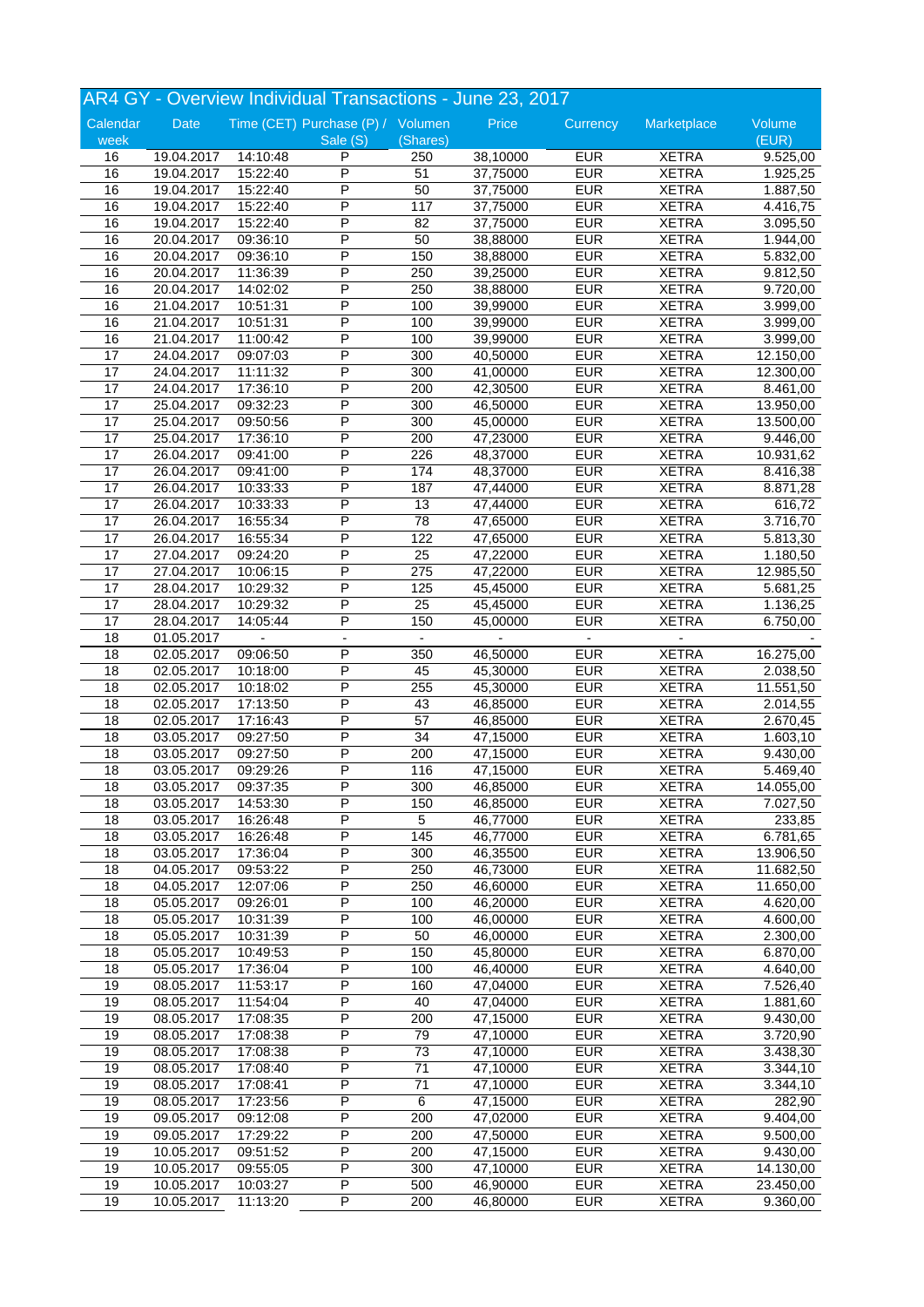# AR4 GY - Overview Individual Transactions - June 23, 2017

| Calendar week | Date | Time (CET) | Purchase (P) / Sale (S) | Volumen (Shares) | Price | Currency | Marketplace | Volume (EUR) |
|---|---|---|---|---|---|---|---|---|
| 16 | 19.04.2017 | 14:10:48 | P | 250 | 38,10000 | EUR | XETRA | 9.525,00 |
| 16 | 19.04.2017 | 15:22:40 | P | 51 | 37,75000 | EUR | XETRA | 1.925,25 |
| 16 | 19.04.2017 | 15:22:40 | P | 50 | 37,75000 | EUR | XETRA | 1.887,50 |
| 16 | 19.04.2017 | 15:22:40 | P | 117 | 37,75000 | EUR | XETRA | 4.416,75 |
| 16 | 19.04.2017 | 15:22:40 | P | 82 | 37,75000 | EUR | XETRA | 3.095,50 |
| 16 | 20.04.2017 | 09:36:10 | P | 50 | 38,88000 | EUR | XETRA | 1.944,00 |
| 16 | 20.04.2017 | 09:36:10 | P | 150 | 38,88000 | EUR | XETRA | 5.832,00 |
| 16 | 20.04.2017 | 11:36:39 | P | 250 | 39,25000 | EUR | XETRA | 9.812,50 |
| 16 | 20.04.2017 | 14:02:02 | P | 250 | 38,88000 | EUR | XETRA | 9.720,00 |
| 16 | 21.04.2017 | 10:51:31 | P | 100 | 39,99000 | EUR | XETRA | 3.999,00 |
| 16 | 21.04.2017 | 10:51:31 | P | 100 | 39,99000 | EUR | XETRA | 3.999,00 |
| 16 | 21.04.2017 | 11:00:42 | P | 100 | 39,99000 | EUR | XETRA | 3.999,00 |
| 17 | 24.04.2017 | 09:07:03 | P | 300 | 40,50000 | EUR | XETRA | 12.150,00 |
| 17 | 24.04.2017 | 11:11:32 | P | 300 | 41,00000 | EUR | XETRA | 12.300,00 |
| 17 | 24.04.2017 | 17:36:10 | P | 200 | 42,30500 | EUR | XETRA | 8.461,00 |
| 17 | 25.04.2017 | 09:32:23 | P | 300 | 46,50000 | EUR | XETRA | 13.950,00 |
| 17 | 25.04.2017 | 09:50:56 | P | 300 | 45,00000 | EUR | XETRA | 13.500,00 |
| 17 | 25.04.2017 | 17:36:10 | P | 200 | 47,23000 | EUR | XETRA | 9.446,00 |
| 17 | 26.04.2017 | 09:41:00 | P | 226 | 48,37000 | EUR | XETRA | 10.931,62 |
| 17 | 26.04.2017 | 09:41:00 | P | 174 | 48,37000 | EUR | XETRA | 8.416,38 |
| 17 | 26.04.2017 | 10:33:33 | P | 187 | 47,44000 | EUR | XETRA | 8.871,28 |
| 17 | 26.04.2017 | 10:33:33 | P | 13 | 47,44000 | EUR | XETRA | 616,72 |
| 17 | 26.04.2017 | 16:55:34 | P | 78 | 47,65000 | EUR | XETRA | 3.716,70 |
| 17 | 26.04.2017 | 16:55:34 | P | 122 | 47,65000 | EUR | XETRA | 5.813,30 |
| 17 | 27.04.2017 | 09:24:20 | P | 25 | 47,22000 | EUR | XETRA | 1.180,50 |
| 17 | 27.04.2017 | 10:06:15 | P | 275 | 47,22000 | EUR | XETRA | 12.985,50 |
| 17 | 28.04.2017 | 10:29:32 | P | 125 | 45,45000 | EUR | XETRA | 5.681,25 |
| 17 | 28.04.2017 | 10:29:32 | P | 25 | 45,45000 | EUR | XETRA | 1.136,25 |
| 17 | 28.04.2017 | 14:05:44 | P | 150 | 45,00000 | EUR | XETRA | 6.750,00 |
| 18 | 01.05.2017 | - | - | - | - | - | - | - |
| 18 | 02.05.2017 | 09:06:50 | P | 350 | 46,50000 | EUR | XETRA | 16.275,00 |
| 18 | 02.05.2017 | 10:18:00 | P | 45 | 45,30000 | EUR | XETRA | 2.038,50 |
| 18 | 02.05.2017 | 10:18:02 | P | 255 | 45,30000 | EUR | XETRA | 11.551,50 |
| 18 | 02.05.2017 | 17:13:50 | P | 43 | 46,85000 | EUR | XETRA | 2.014,55 |
| 18 | 02.05.2017 | 17:16:43 | P | 57 | 46,85000 | EUR | XETRA | 2.670,45 |
| 18 | 03.05.2017 | 09:27:50 | P | 34 | 47,15000 | EUR | XETRA | 1.603,10 |
| 18 | 03.05.2017 | 09:27:50 | P | 200 | 47,15000 | EUR | XETRA | 9.430,00 |
| 18 | 03.05.2017 | 09:29:26 | P | 116 | 47,15000 | EUR | XETRA | 5.469,40 |
| 18 | 03.05.2017 | 09:37:35 | P | 300 | 46,85000 | EUR | XETRA | 14.055,00 |
| 18 | 03.05.2017 | 14:53:30 | P | 150 | 46,85000 | EUR | XETRA | 7.027,50 |
| 18 | 03.05.2017 | 16:26:48 | P | 5 | 46,77000 | EUR | XETRA | 233,85 |
| 18 | 03.05.2017 | 16:26:48 | P | 145 | 46,77000 | EUR | XETRA | 6.781,65 |
| 18 | 03.05.2017 | 17:36:04 | P | 300 | 46,35500 | EUR | XETRA | 13.906,50 |
| 18 | 04.05.2017 | 09:53:22 | P | 250 | 46,73000 | EUR | XETRA | 11.682,50 |
| 18 | 04.05.2017 | 12:07:06 | P | 250 | 46,60000 | EUR | XETRA | 11.650,00 |
| 18 | 05.05.2017 | 09:26:01 | P | 100 | 46,20000 | EUR | XETRA | 4.620,00 |
| 18 | 05.05.2017 | 10:31:39 | P | 100 | 46,00000 | EUR | XETRA | 4.600,00 |
| 18 | 05.05.2017 | 10:31:39 | P | 50 | 46,00000 | EUR | XETRA | 2.300,00 |
| 18 | 05.05.2017 | 10:49:53 | P | 150 | 45,80000 | EUR | XETRA | 6.870,00 |
| 18 | 05.05.2017 | 17:36:04 | P | 100 | 46,40000 | EUR | XETRA | 4.640,00 |
| 19 | 08.05.2017 | 11:53:17 | P | 160 | 47,04000 | EUR | XETRA | 7.526,40 |
| 19 | 08.05.2017 | 11:54:04 | P | 40 | 47,04000 | EUR | XETRA | 1.881,60 |
| 19 | 08.05.2017 | 17:08:35 | P | 200 | 47,15000 | EUR | XETRA | 9.430,00 |
| 19 | 08.05.2017 | 17:08:38 | P | 79 | 47,10000 | EUR | XETRA | 3.720,90 |
| 19 | 08.05.2017 | 17:08:38 | P | 73 | 47,10000 | EUR | XETRA | 3.438,30 |
| 19 | 08.05.2017 | 17:08:40 | P | 71 | 47,10000 | EUR | XETRA | 3.344,10 |
| 19 | 08.05.2017 | 17:08:41 | P | 71 | 47,10000 | EUR | XETRA | 3.344,10 |
| 19 | 08.05.2017 | 17:23:56 | P | 6 | 47,15000 | EUR | XETRA | 282,90 |
| 19 | 09.05.2017 | 09:12:08 | P | 200 | 47,02000 | EUR | XETRA | 9.404,00 |
| 19 | 09.05.2017 | 17:29:22 | P | 200 | 47,50000 | EUR | XETRA | 9.500,00 |
| 19 | 10.05.2017 | 09:51:52 | P | 200 | 47,15000 | EUR | XETRA | 9.430,00 |
| 19 | 10.05.2017 | 09:55:05 | P | 300 | 47,10000 | EUR | XETRA | 14.130,00 |
| 19 | 10.05.2017 | 10:03:27 | P | 500 | 46,90000 | EUR | XETRA | 23.450,00 |
| 19 | 10.05.2017 | 11:13:20 | P | 200 | 46,80000 | EUR | XETRA | 9.360,00 |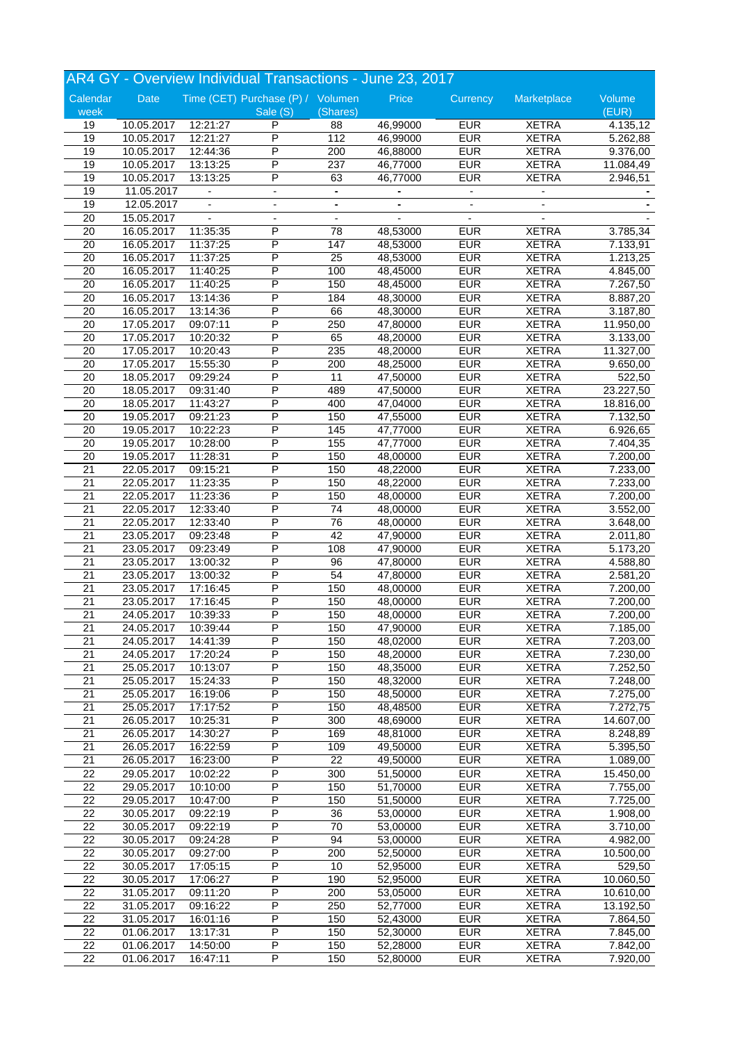## AR4 GY - Overview Individual Transactions - June 23, 2017

| Calendar week | Date | Time (CET) | Purchase (P) / Sale (S) | Volumen (Shares) | Price | Currency | Marketplace | Volume (EUR) |
|---|---|---|---|---|---|---|---|---|
| 19 | 10.05.2017 | 12:21:27 | P | 88 | 46,99000 | EUR | XETRA | 4.135,12 |
| 19 | 10.05.2017 | 12:21:27 | P | 112 | 46,99000 | EUR | XETRA | 5.262,88 |
| 19 | 10.05.2017 | 12:44:36 | P | 200 | 46,88000 | EUR | XETRA | 9.376,00 |
| 19 | 10.05.2017 | 13:13:25 | P | 237 | 46,77000 | EUR | XETRA | 11.084,49 |
| 19 | 10.05.2017 | 13:13:25 | P | 63 | 46,77000 | EUR | XETRA | 2.946,51 |
| 19 | 11.05.2017 | - | - | - | - | - | - | - |
| 19 | 12.05.2017 | - | - | - | - | - | - | - |
| 20 | 15.05.2017 | - | - | - | - | - | - | - |
| 20 | 16.05.2017 | 11:35:35 | P | 78 | 48,53000 | EUR | XETRA | 3.785,34 |
| 20 | 16.05.2017 | 11:37:25 | P | 147 | 48,53000 | EUR | XETRA | 7.133,91 |
| 20 | 16.05.2017 | 11:37:25 | P | 25 | 48,53000 | EUR | XETRA | 1.213,25 |
| 20 | 16.05.2017 | 11:40:25 | P | 100 | 48,45000 | EUR | XETRA | 4.845,00 |
| 20 | 16.05.2017 | 11:40:25 | P | 150 | 48,45000 | EUR | XETRA | 7.267,50 |
| 20 | 16.05.2017 | 13:14:36 | P | 184 | 48,30000 | EUR | XETRA | 8.887,20 |
| 20 | 16.05.2017 | 13:14:36 | P | 66 | 48,30000 | EUR | XETRA | 3.187,80 |
| 20 | 17.05.2017 | 09:07:11 | P | 250 | 47,80000 | EUR | XETRA | 11.950,00 |
| 20 | 17.05.2017 | 10:20:32 | P | 65 | 48,20000 | EUR | XETRA | 3.133,00 |
| 20 | 17.05.2017 | 10:20:43 | P | 235 | 48,20000 | EUR | XETRA | 11.327,00 |
| 20 | 17.05.2017 | 15:55:30 | P | 200 | 48,25000 | EUR | XETRA | 9.650,00 |
| 20 | 18.05.2017 | 09:29:24 | P | 11 | 47,50000 | EUR | XETRA | 522,50 |
| 20 | 18.05.2017 | 09:31:40 | P | 489 | 47,50000 | EUR | XETRA | 23.227,50 |
| 20 | 18.05.2017 | 11:43:27 | P | 400 | 47,04000 | EUR | XETRA | 18.816,00 |
| 20 | 19.05.2017 | 09:21:23 | P | 150 | 47,55000 | EUR | XETRA | 7.132,50 |
| 20 | 19.05.2017 | 10:22:23 | P | 145 | 47,77000 | EUR | XETRA | 6.926,65 |
| 20 | 19.05.2017 | 10:28:00 | P | 155 | 47,77000 | EUR | XETRA | 7.404,35 |
| 20 | 19.05.2017 | 11:28:31 | P | 150 | 48,00000 | EUR | XETRA | 7.200,00 |
| 21 | 22.05.2017 | 09:15:21 | P | 150 | 48,22000 | EUR | XETRA | 7.233,00 |
| 21 | 22.05.2017 | 11:23:35 | P | 150 | 48,22000 | EUR | XETRA | 7.233,00 |
| 21 | 22.05.2017 | 11:23:36 | P | 150 | 48,00000 | EUR | XETRA | 7.200,00 |
| 21 | 22.05.2017 | 12:33:40 | P | 74 | 48,00000 | EUR | XETRA | 3.552,00 |
| 21 | 22.05.2017 | 12:33:40 | P | 76 | 48,00000 | EUR | XETRA | 3.648,00 |
| 21 | 23.05.2017 | 09:23:48 | P | 42 | 47,90000 | EUR | XETRA | 2.011,80 |
| 21 | 23.05.2017 | 09:23:49 | P | 108 | 47,90000 | EUR | XETRA | 5.173,20 |
| 21 | 23.05.2017 | 13:00:32 | P | 96 | 47,80000 | EUR | XETRA | 4.588,80 |
| 21 | 23.05.2017 | 13:00:32 | P | 54 | 47,80000 | EUR | XETRA | 2.581,20 |
| 21 | 23.05.2017 | 17:16:45 | P | 150 | 48,00000 | EUR | XETRA | 7.200,00 |
| 21 | 23.05.2017 | 17:16:45 | P | 150 | 48,00000 | EUR | XETRA | 7.200,00 |
| 21 | 24.05.2017 | 10:39:33 | P | 150 | 48,00000 | EUR | XETRA | 7.200,00 |
| 21 | 24.05.2017 | 10:39:44 | P | 150 | 47,90000 | EUR | XETRA | 7.185,00 |
| 21 | 24.05.2017 | 14:41:39 | P | 150 | 48,02000 | EUR | XETRA | 7.203,00 |
| 21 | 24.05.2017 | 17:20:24 | P | 150 | 48,20000 | EUR | XETRA | 7.230,00 |
| 21 | 25.05.2017 | 10:13:07 | P | 150 | 48,35000 | EUR | XETRA | 7.252,50 |
| 21 | 25.05.2017 | 15:24:33 | P | 150 | 48,32000 | EUR | XETRA | 7.248,00 |
| 21 | 25.05.2017 | 16:19:06 | P | 150 | 48,50000 | EUR | XETRA | 7.275,00 |
| 21 | 25.05.2017 | 17:17:52 | P | 150 | 48,48500 | EUR | XETRA | 7.272,75 |
| 21 | 26.05.2017 | 10:25:31 | P | 300 | 48,69000 | EUR | XETRA | 14.607,00 |
| 21 | 26.05.2017 | 14:30:27 | P | 169 | 48,81000 | EUR | XETRA | 8.248,89 |
| 21 | 26.05.2017 | 16:22:59 | P | 109 | 49,50000 | EUR | XETRA | 5.395,50 |
| 21 | 26.05.2017 | 16:23:00 | P | 22 | 49,50000 | EUR | XETRA | 1.089,00 |
| 22 | 29.05.2017 | 10:02:22 | P | 300 | 51,50000 | EUR | XETRA | 15.450,00 |
| 22 | 29.05.2017 | 10:10:00 | P | 150 | 51,70000 | EUR | XETRA | 7.755,00 |
| 22 | 29.05.2017 | 10:47:00 | P | 150 | 51,50000 | EUR | XETRA | 7.725,00 |
| 22 | 30.05.2017 | 09:22:19 | P | 36 | 53,00000 | EUR | XETRA | 1.908,00 |
| 22 | 30.05.2017 | 09:22:19 | P | 70 | 53,00000 | EUR | XETRA | 3.710,00 |
| 22 | 30.05.2017 | 09:24:28 | P | 94 | 53,00000 | EUR | XETRA | 4.982,00 |
| 22 | 30.05.2017 | 09:27:00 | P | 200 | 52,50000 | EUR | XETRA | 10.500,00 |
| 22 | 30.05.2017 | 17:05:15 | P | 10 | 52,95000 | EUR | XETRA | 529,50 |
| 22 | 30.05.2017 | 17:06:27 | P | 190 | 52,95000 | EUR | XETRA | 10.060,50 |
| 22 | 31.05.2017 | 09:11:20 | P | 200 | 53,05000 | EUR | XETRA | 10.610,00 |
| 22 | 31.05.2017 | 09:16:22 | P | 250 | 52,77000 | EUR | XETRA | 13.192,50 |
| 22 | 31.05.2017 | 16:01:16 | P | 150 | 52,43000 | EUR | XETRA | 7.864,50 |
| 22 | 01.06.2017 | 13:17:31 | P | 150 | 52,30000 | EUR | XETRA | 7.845,00 |
| 22 | 01.06.2017 | 14:50:00 | P | 150 | 52,28000 | EUR | XETRA | 7.842,00 |
| 22 | 01.06.2017 | 16:47:11 | P | 150 | 52,80000 | EUR | XETRA | 7.920,00 |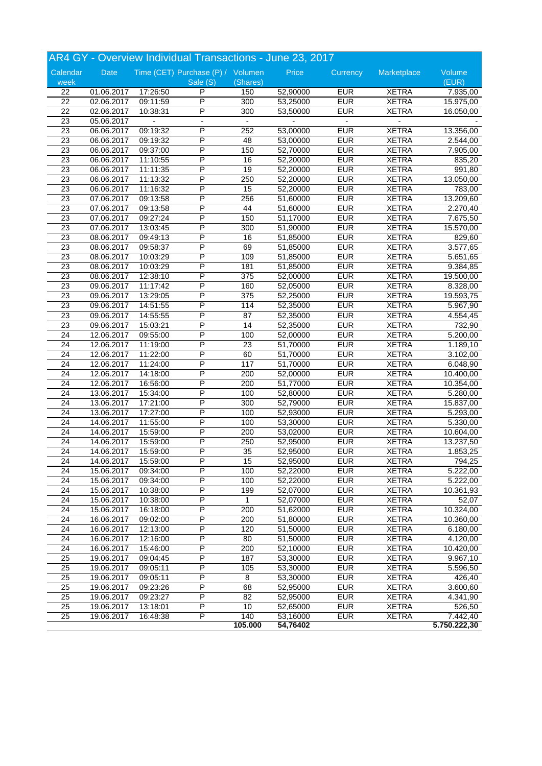## AR4 GY - Overview Individual Transactions - June 23, 2017

| Calendar week | Date | Time (CET) | Purchase (P) / Sale (S) | Volumen (Shares) | Price | Currency | Marketplace | Volume (EUR) |
|---|---|---|---|---|---|---|---|---|
| 22 | 01.06.2017 | 17:26:50 | P | 150 | 52,90000 | EUR | XETRA | 7.935,00 |
| 22 | 02.06.2017 | 09:11:59 | P | 300 | 53,25000 | EUR | XETRA | 15.975,00 |
| 22 | 02.06.2017 | 10:38:31 | P | 300 | 53,50000 | EUR | XETRA | 16.050,00 |
| 23 | 05.06.2017 | - | - | - | - | - | - | - |
| 23 | 06.06.2017 | 09:19:32 | P | 252 | 53,00000 | EUR | XETRA | 13.356,00 |
| 23 | 06.06.2017 | 09:19:32 | P | 48 | 53,00000 | EUR | XETRA | 2.544,00 |
| 23 | 06.06.2017 | 09:37:00 | P | 150 | 52,70000 | EUR | XETRA | 7.905,00 |
| 23 | 06.06.2017 | 11:10:55 | P | 16 | 52,20000 | EUR | XETRA | 835,20 |
| 23 | 06.06.2017 | 11:11:35 | P | 19 | 52,20000 | EUR | XETRA | 991,80 |
| 23 | 06.06.2017 | 11:13:32 | P | 250 | 52,20000 | EUR | XETRA | 13.050,00 |
| 23 | 06.06.2017 | 11:16:32 | P | 15 | 52,20000 | EUR | XETRA | 783,00 |
| 23 | 07.06.2017 | 09:13:58 | P | 256 | 51,60000 | EUR | XETRA | 13.209,60 |
| 23 | 07.06.2017 | 09:13:58 | P | 44 | 51,60000 | EUR | XETRA | 2.270,40 |
| 23 | 07.06.2017 | 09:27:24 | P | 150 | 51,17000 | EUR | XETRA | 7.675,50 |
| 23 | 07.06.2017 | 13:03:45 | P | 300 | 51,90000 | EUR | XETRA | 15.570,00 |
| 23 | 08.06.2017 | 09:49:13 | P | 16 | 51,85000 | EUR | XETRA | 829,60 |
| 23 | 08.06.2017 | 09:58:37 | P | 69 | 51,85000 | EUR | XETRA | 3.577,65 |
| 23 | 08.06.2017 | 10:03:29 | P | 109 | 51,85000 | EUR | XETRA | 5.651,65 |
| 23 | 08.06.2017 | 10:03:29 | P | 181 | 51,85000 | EUR | XETRA | 9.384,85 |
| 23 | 08.06.2017 | 12:38:10 | P | 375 | 52,00000 | EUR | XETRA | 19.500,00 |
| 23 | 09.06.2017 | 11:17:42 | P | 160 | 52,05000 | EUR | XETRA | 8.328,00 |
| 23 | 09.06.2017 | 13:29:05 | P | 375 | 52,25000 | EUR | XETRA | 19.593,75 |
| 23 | 09.06.2017 | 14:51:55 | P | 114 | 52,35000 | EUR | XETRA | 5.967,90 |
| 23 | 09.06.2017 | 14:55:55 | P | 87 | 52,35000 | EUR | XETRA | 4.554,45 |
| 23 | 09.06.2017 | 15:03:21 | P | 14 | 52,35000 | EUR | XETRA | 732,90 |
| 24 | 12.06.2017 | 09:55:00 | P | 100 | 52,00000 | EUR | XETRA | 5.200,00 |
| 24 | 12.06.2017 | 11:19:00 | P | 23 | 51,70000 | EUR | XETRA | 1.189,10 |
| 24 | 12.06.2017 | 11:22:00 | P | 60 | 51,70000 | EUR | XETRA | 3.102,00 |
| 24 | 12.06.2017 | 11:24:00 | P | 117 | 51,70000 | EUR | XETRA | 6.048,90 |
| 24 | 12.06.2017 | 14:18:00 | P | 200 | 52,00000 | EUR | XETRA | 10.400,00 |
| 24 | 12.06.2017 | 16:56:00 | P | 200 | 51,77000 | EUR | XETRA | 10.354,00 |
| 24 | 13.06.2017 | 15:34:00 | P | 100 | 52,80000 | EUR | XETRA | 5.280,00 |
| 24 | 13.06.2017 | 17:21:00 | P | 300 | 52,79000 | EUR | XETRA | 15.837,00 |
| 24 | 13.06.2017 | 17:27:00 | P | 100 | 52,93000 | EUR | XETRA | 5.293,00 |
| 24 | 14.06.2017 | 11:55:00 | P | 100 | 53,30000 | EUR | XETRA | 5.330,00 |
| 24 | 14.06.2017 | 15:59:00 | P | 200 | 53,02000 | EUR | XETRA | 10.604,00 |
| 24 | 14.06.2017 | 15:59:00 | P | 250 | 52,95000 | EUR | XETRA | 13.237,50 |
| 24 | 14.06.2017 | 15:59:00 | P | 35 | 52,95000 | EUR | XETRA | 1.853,25 |
| 24 | 14.06.2017 | 15:59:00 | P | 15 | 52,95000 | EUR | XETRA | 794,25 |
| 24 | 15.06.2017 | 09:34:00 | P | 100 | 52,22000 | EUR | XETRA | 5.222,00 |
| 24 | 15.06.2017 | 09:34:00 | P | 100 | 52,22000 | EUR | XETRA | 5.222,00 |
| 24 | 15.06.2017 | 10:38:00 | P | 199 | 52,07000 | EUR | XETRA | 10.361,93 |
| 24 | 15.06.2017 | 10:38:00 | P | 1 | 52,07000 | EUR | XETRA | 52,07 |
| 24 | 15.06.2017 | 16:18:00 | P | 200 | 51,62000 | EUR | XETRA | 10.324,00 |
| 24 | 16.06.2017 | 09:02:00 | P | 200 | 51,80000 | EUR | XETRA | 10.360,00 |
| 24 | 16.06.2017 | 12:13:00 | P | 120 | 51,50000 | EUR | XETRA | 6.180,00 |
| 24 | 16.06.2017 | 12:16:00 | P | 80 | 51,50000 | EUR | XETRA | 4.120,00 |
| 24 | 16.06.2017 | 15:46:00 | P | 200 | 52,10000 | EUR | XETRA | 10.420,00 |
| 25 | 19.06.2017 | 09:04:45 | P | 187 | 53,30000 | EUR | XETRA | 9.967,10 |
| 25 | 19.06.2017 | 09:05:11 | P | 105 | 53,30000 | EUR | XETRA | 5.596,50 |
| 25 | 19.06.2017 | 09:05:11 | P | 8 | 53,30000 | EUR | XETRA | 426,40 |
| 25 | 19.06.2017 | 09:23:26 | P | 68 | 52,95000 | EUR | XETRA | 3.600,60 |
| 25 | 19.06.2017 | 09:23:27 | P | 82 | 52,95000 | EUR | XETRA | 4.341,90 |
| 25 | 19.06.2017 | 13:18:01 | P | 10 | 52,65000 | EUR | XETRA | 526,50 |
| 25 | 19.06.2017 | 16:48:38 | P | 140 | 53,16000 | EUR | XETRA | 7.442,40 |
| | | | | **105.000** | **54,76402** | | | **5.750.222,30** |